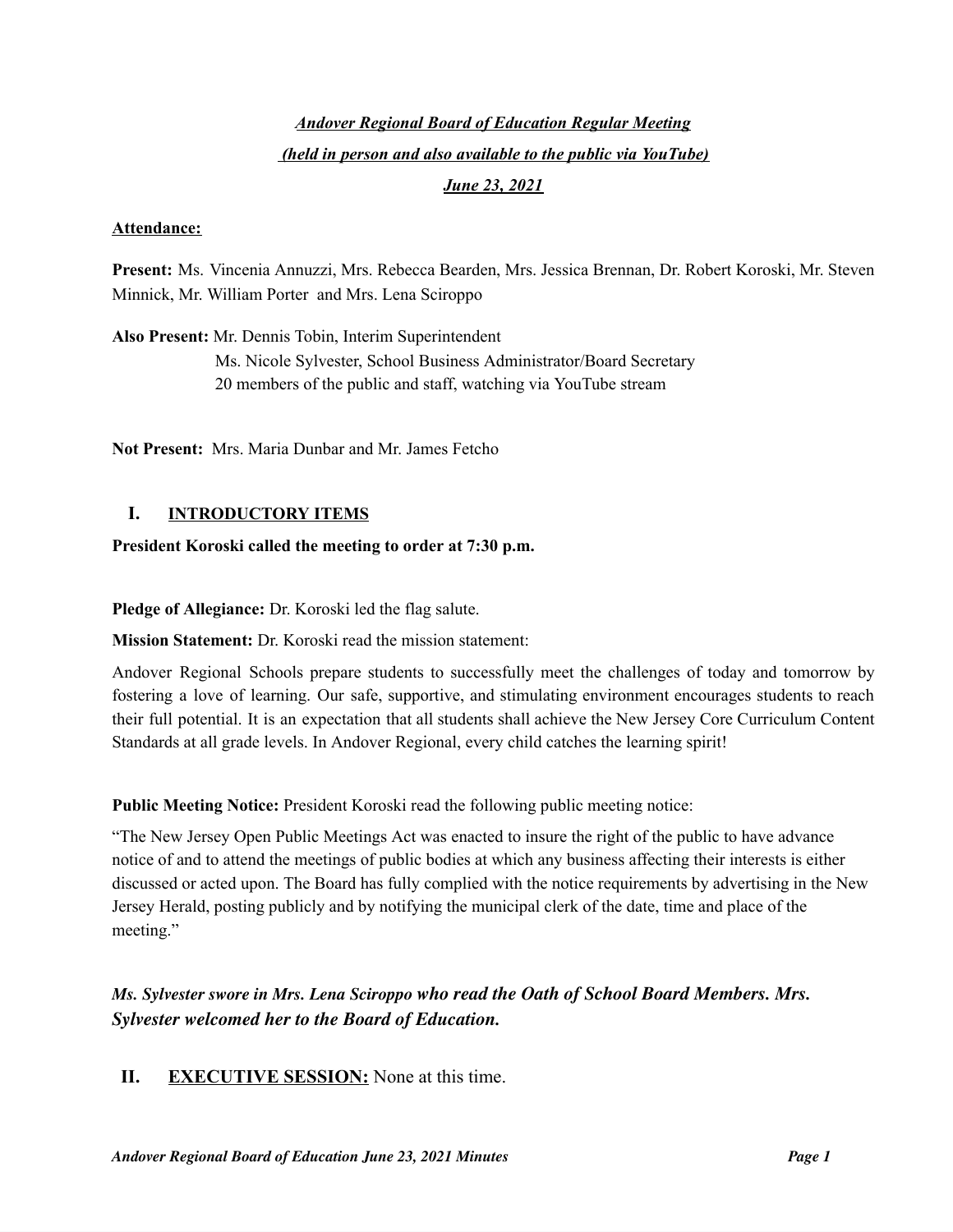***Andover Regional Board of Education Regular Meeting***

***(held in person and also available to the public via YouTube)***

***June 23, 2021***

**Attendance:**

**Present:** Ms. Vincenia Annuzzi, Mrs. Rebecca Bearden, Mrs. Jessica Brennan, Dr. Robert Koroski, Mr. Steven Minnick, Mr. William Porter and Mrs. Lena Sciroppo

**Also Present:** Mr. Dennis Tobin, Interim Superintendent
Ms. Nicole Sylvester, School Business Administrator/Board Secretary
20 members of the public and staff, watching via YouTube stream

**Not Present:** Mrs. Maria Dunbar and Mr. James Fetcho

## I. INTRODUCTORY ITEMS

**President Koroski called the meeting to order at 7:30 p.m.**

**Pledge of Allegiance:** Dr. Koroski led the flag salute.

**Mission Statement:** Dr. Koroski read the mission statement:

Andover Regional Schools prepare students to successfully meet the challenges of today and tomorrow by fostering a love of learning. Our safe, supportive, and stimulating environment encourages students to reach their full potential. It is an expectation that all students shall achieve the New Jersey Core Curriculum Content Standards at all grade levels. In Andover Regional, every child catches the learning spirit!

**Public Meeting Notice:** President Koroski read the following public meeting notice:

"The New Jersey Open Public Meetings Act was enacted to insure the right of the public to have advance notice of and to attend the meetings of public bodies at which any business affecting their interests is either discussed or acted upon. The Board has fully complied with the notice requirements by advertising in the New Jersey Herald, posting publicly and by notifying the municipal clerk of the date, time and place of the meeting."

***Ms. Sylvester swore in Mrs. Lena Sciroppo who read the Oath of School Board Members. Mrs. Sylvester welcomed her to the Board of Education.***

## II. EXECUTIVE SESSION: None at this time.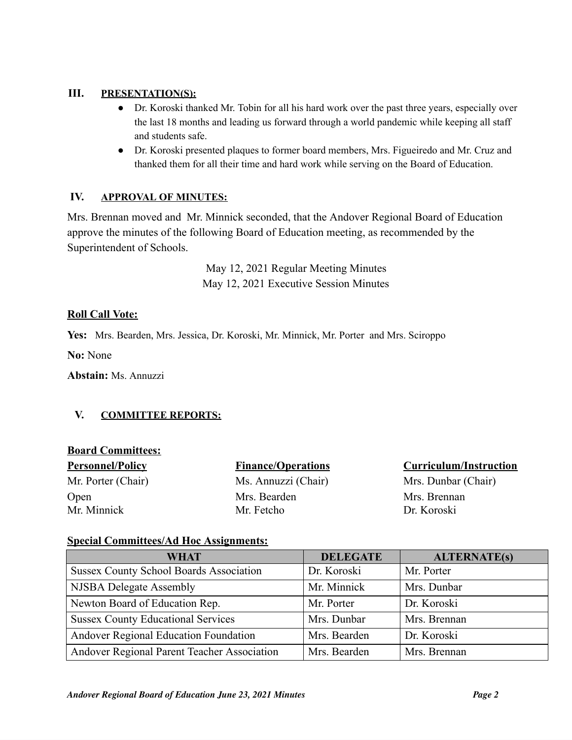## III. PRESENTATION(S):

- Dr. Koroski thanked Mr. Tobin for all his hard work over the past three years, especially over the last 18 months and leading us forward through a world pandemic while keeping all staff and students safe.
- Dr. Koroski presented plaques to former board members, Mrs. Figueiredo and Mr. Cruz and thanked them for all their time and hard work while serving on the Board of Education.

## IV. APPROVAL OF MINUTES:

Mrs. Brennan moved and Mr. Minnick seconded, that the Andover Regional Board of Education approve the minutes of the following Board of Education meeting, as recommended by the Superintendent of Schools.

May 12, 2021 Regular Meeting Minutes
May 12, 2021 Executive Session Minutes

**Roll Call Vote:**

**Yes:** Mrs. Bearden, Mrs. Jessica, Dr. Koroski, Mr. Minnick, Mr. Porter and Mrs. Sciroppo

**No:** None

**Abstain:** Ms. Annuzzi

## V. COMMITTEE REPORTS:

**Board Committees:**

| Personnel/Policy | Finance/Operations | Curriculum/Instruction |
|---|---|---|
| Mr. Porter (Chair) | Ms. Annuzzi (Chair) | Mrs. Dunbar (Chair) |
| Open | Mrs. Bearden | Mrs. Brennan |
| Mr. Minnick | Mr. Fetcho | Dr. Koroski |

**Special Committees/Ad Hoc Assignments:**

| WHAT | DELEGATE | ALTERNATE(s) |
|---|---|---|
| Sussex County School Boards Association | Dr. Koroski | Mr. Porter |
| NJSBA Delegate Assembly | Mr. Minnick | Mrs. Dunbar |
| Newton Board of Education Rep. | Mr. Porter | Dr. Koroski |
| Sussex County Educational Services | Mrs. Dunbar | Mrs. Brennan |
| Andover Regional Education Foundation | Mrs. Bearden | Dr. Koroski |
| Andover Regional Parent Teacher Association | Mrs. Bearden | Mrs. Brennan |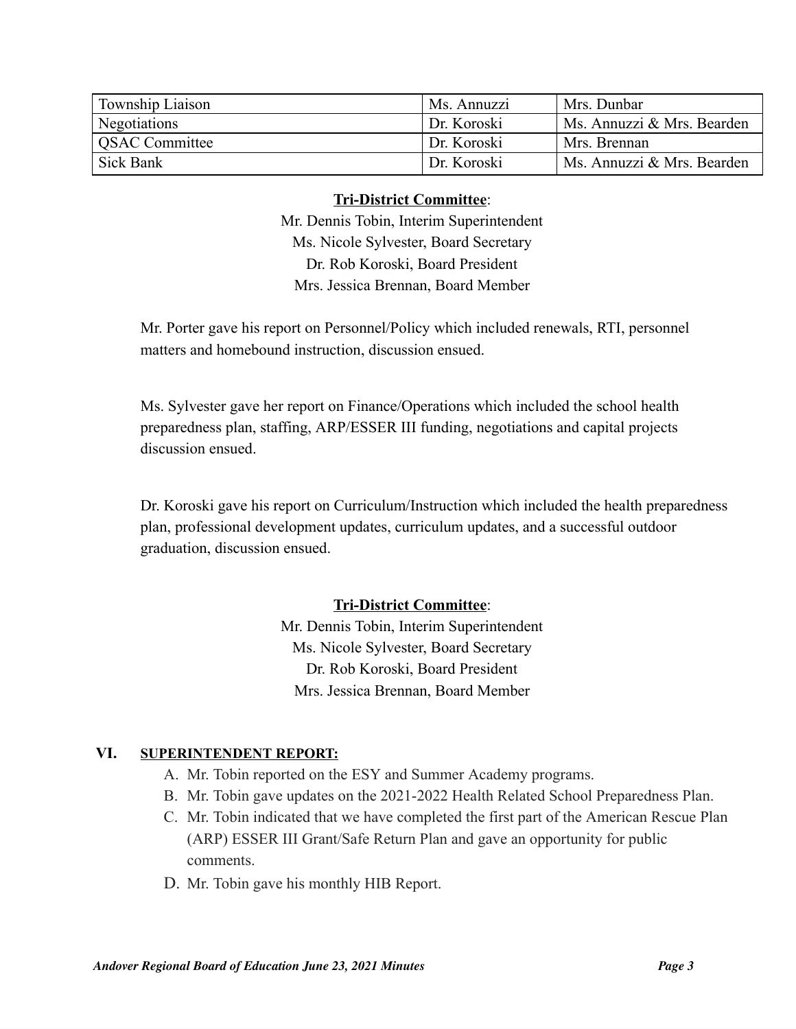| Township Liaison | Ms. Annuzzi | Mrs. Dunbar |
|---|---|---|
| Negotiations | Dr. Koroski | Ms. Annuzzi & Mrs. Bearden |
| QSAC Committee | Dr. Koroski | Mrs. Brennan |
| Sick Bank | Dr. Koroski | Ms. Annuzzi & Mrs. Bearden |

**Tri-District Committee**:
Mr. Dennis Tobin, Interim Superintendent
Ms. Nicole Sylvester, Board Secretary
Dr. Rob Koroski, Board President
Mrs. Jessica Brennan, Board Member

Mr. Porter gave his report on Personnel/Policy which included renewals, RTI, personnel matters and homebound instruction, discussion ensued.

Ms. Sylvester gave her report on Finance/Operations which included the school health preparedness plan, staffing, ARP/ESSER III funding, negotiations and capital projects discussion ensued.

Dr. Koroski gave his report on Curriculum/Instruction which included the health preparedness plan, professional development updates, curriculum updates, and a successful outdoor graduation, discussion ensued.

**Tri-District Committee**:
Mr. Dennis Tobin, Interim Superintendent
Ms. Nicole Sylvester, Board Secretary
Dr. Rob Koroski, Board President
Mrs. Jessica Brennan, Board Member

## VI. SUPERINTENDENT REPORT:

A. Mr. Tobin reported on the ESY and Summer Academy programs.
B. Mr. Tobin gave updates on the 2021-2022 Health Related School Preparedness Plan.
C. Mr. Tobin indicated that we have completed the first part of the American Rescue Plan (ARP) ESSER III Grant/Safe Return Plan and gave an opportunity for public comments.
D. Mr. Tobin gave his monthly HIB Report.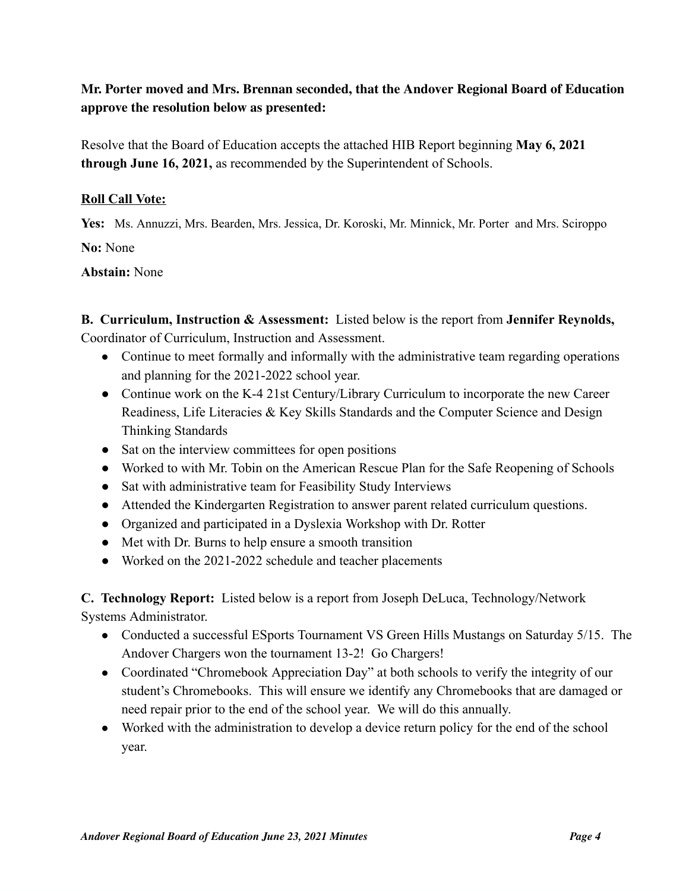**Mr. Porter moved and Mrs. Brennan seconded, that the Andover Regional Board of Education approve the resolution below as presented:**

Resolve that the Board of Education accepts the attached HIB Report beginning **May 6, 2021 through June 16, 2021,** as recommended by the Superintendent of Schools.

**Roll Call Vote:**

**Yes:** Ms. Annuzzi, Mrs. Bearden, Mrs. Jessica, Dr. Koroski, Mr. Minnick, Mr. Porter and Mrs. Sciroppo

**No:** None

**Abstain:** None

**B. Curriculum, Instruction & Assessment:** Listed below is the report from **Jennifer Reynolds,** Coordinator of Curriculum, Instruction and Assessment.

- Continue to meet formally and informally with the administrative team regarding operations and planning for the 2021-2022 school year.
- Continue work on the K-4 21st Century/Library Curriculum to incorporate the new Career Readiness, Life Literacies & Key Skills Standards and the Computer Science and Design Thinking Standards
- Sat on the interview committees for open positions
- Worked to with Mr. Tobin on the American Rescue Plan for the Safe Reopening of Schools
- Sat with administrative team for Feasibility Study Interviews
- Attended the Kindergarten Registration to answer parent related curriculum questions.
- Organized and participated in a Dyslexia Workshop with Dr. Rotter
- Met with Dr. Burns to help ensure a smooth transition
- Worked on the 2021-2022 schedule and teacher placements

**C. Technology Report:** Listed below is a report from Joseph DeLuca, Technology/Network Systems Administrator.

- Conducted a successful ESports Tournament VS Green Hills Mustangs on Saturday 5/15. The Andover Chargers won the tournament 13-2! Go Chargers!
- Coordinated "Chromebook Appreciation Day" at both schools to verify the integrity of our student's Chromebooks. This will ensure we identify any Chromebooks that are damaged or need repair prior to the end of the school year. We will do this annually.
- Worked with the administration to develop a device return policy for the end of the school year.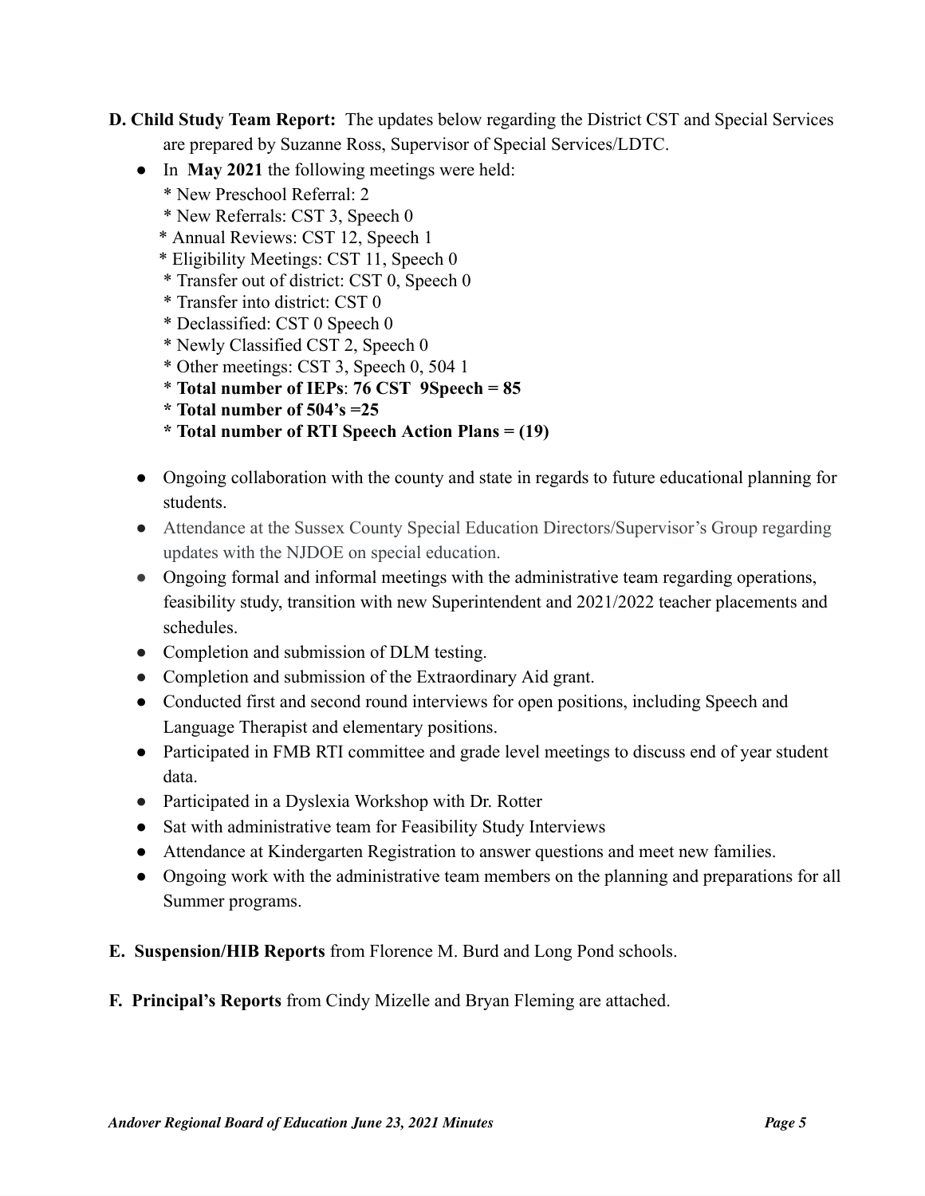**D. Child Study Team Report:** The updates below regarding the District CST and Special Services are prepared by Suzanne Ross, Supervisor of Special Services/LDTC.

- In **May 2021** the following meetings were held:
  * New Preschool Referral: 2
  * New Referrals: CST 3, Speech 0
  * Annual Reviews: CST 12, Speech 1
  * Eligibility Meetings: CST 11, Speech 0
  * Transfer out of district: CST 0, Speech 0
  * Transfer into district: CST 0
  * Declassified: CST 0 Speech 0
  * Newly Classified CST 2, Speech 0
  * Other meetings: CST 3, Speech 0, 504 1
  * **Total number of IEPs**: **76 CST 9Speech = 85**
  * **Total number of 504's =25**
  * **Total number of RTI Speech Action Plans = (19)**

- Ongoing collaboration with the county and state in regards to future educational planning for students.
- Attendance at the Sussex County Special Education Directors/Supervisor's Group regarding updates with the NJDOE on special education.
- Ongoing formal and informal meetings with the administrative team regarding operations, feasibility study, transition with new Superintendent and 2021/2022 teacher placements and schedules.
- Completion and submission of DLM testing.
- Completion and submission of the Extraordinary Aid grant.
- Conducted first and second round interviews for open positions, including Speech and Language Therapist and elementary positions.
- Participated in FMB RTI committee and grade level meetings to discuss end of year student data.
- Participated in a Dyslexia Workshop with Dr. Rotter
- Sat with administrative team for Feasibility Study Interviews
- Attendance at Kindergarten Registration to answer questions and meet new families.
- Ongoing work with the administrative team members on the planning and preparations for all Summer programs.

**E. Suspension/HIB Reports** from Florence M. Burd and Long Pond schools.

**F. Principal's Reports** from Cindy Mizelle and Bryan Fleming are attached.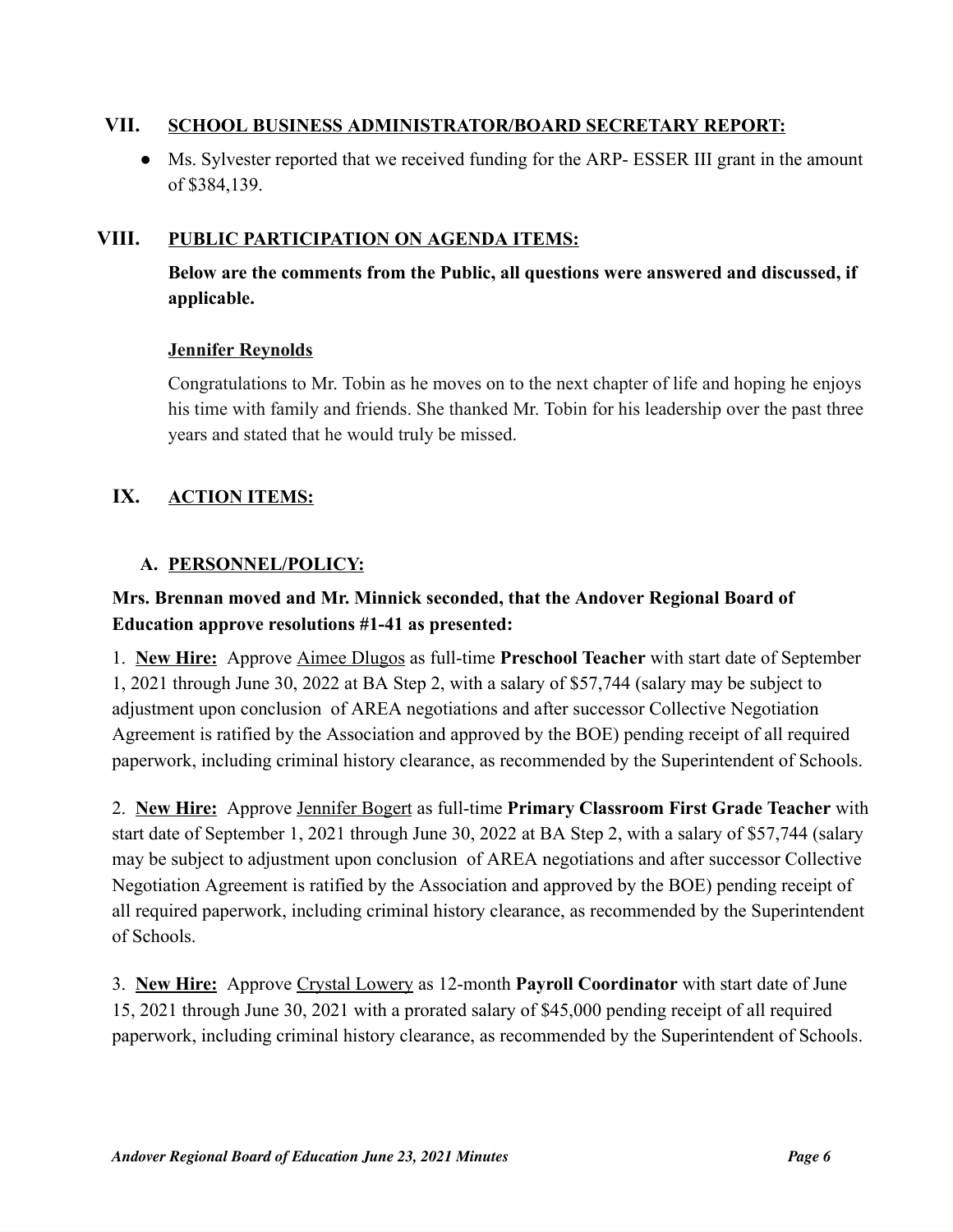## VII. SCHOOL BUSINESS ADMINISTRATOR/BOARD SECRETARY REPORT:

- Ms. Sylvester reported that we received funding for the ARP- ESSER III grant in the amount of $384,139.

## VIII. PUBLIC PARTICIPATION ON AGENDA ITEMS:

**Below are the comments from the Public, all questions were answered and discussed, if applicable.**

**Jennifer Reynolds**

Congratulations to Mr. Tobin as he moves on to the next chapter of life and hoping he enjoys his time with family and friends. She thanked Mr. Tobin for his leadership over the past three years and stated that he would truly be missed.

## IX. ACTION ITEMS:

### A. PERSONNEL/POLICY:

**Mrs. Brennan moved and Mr. Minnick seconded, that the Andover Regional Board of Education approve resolutions #1-41 as presented:**

1. **New Hire:** Approve Aimee Dlugos as full-time **Preschool Teacher** with start date of September 1, 2021 through June 30, 2022 at BA Step 2, with a salary of $57,744 (salary may be subject to adjustment upon conclusion of AREA negotiations and after successor Collective Negotiation Agreement is ratified by the Association and approved by the BOE) pending receipt of all required paperwork, including criminal history clearance, as recommended by the Superintendent of Schools.

2. **New Hire:** Approve Jennifer Bogert as full-time **Primary Classroom First Grade Teacher** with start date of September 1, 2021 through June 30, 2022 at BA Step 2, with a salary of $57,744 (salary may be subject to adjustment upon conclusion of AREA negotiations and after successor Collective Negotiation Agreement is ratified by the Association and approved by the BOE) pending receipt of all required paperwork, including criminal history clearance, as recommended by the Superintendent of Schools.

3. **New Hire:** Approve Crystal Lowery as 12-month **Payroll Coordinator** with start date of June 15, 2021 through June 30, 2021 with a prorated salary of $45,000 pending receipt of all required paperwork, including criminal history clearance, as recommended by the Superintendent of Schools.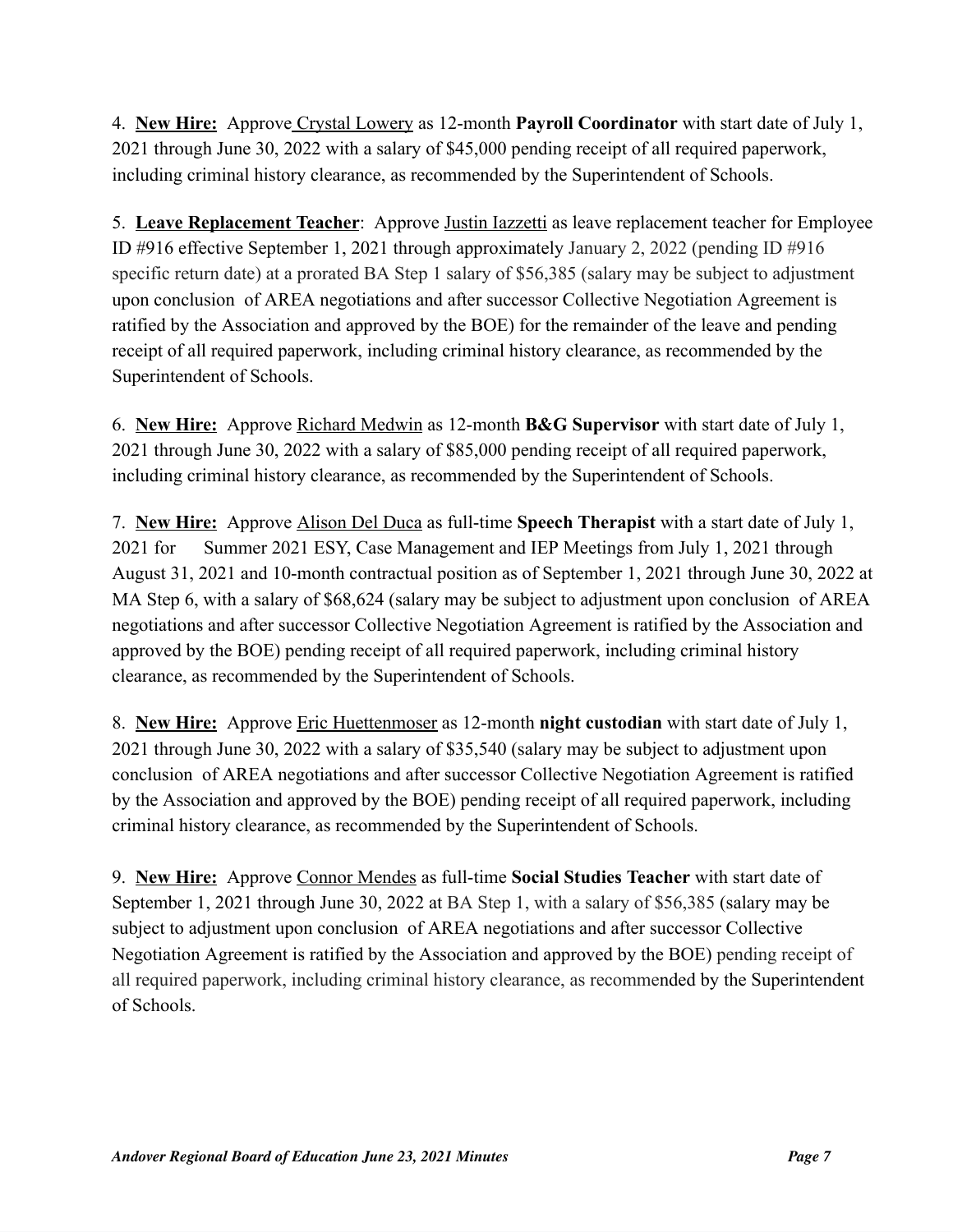4. **New Hire:** Approve Crystal Lowery as 12-month **Payroll Coordinator** with start date of July 1, 2021 through June 30, 2022 with a salary of $45,000 pending receipt of all required paperwork, including criminal history clearance, as recommended by the Superintendent of Schools.

5. **Leave Replacement Teacher**: Approve Justin Iazzetti as leave replacement teacher for Employee ID #916 effective September 1, 2021 through approximately January 2, 2022 (pending ID #916 specific return date) at a prorated BA Step 1 salary of $56,385 (salary may be subject to adjustment upon conclusion of AREA negotiations and after successor Collective Negotiation Agreement is ratified by the Association and approved by the BOE) for the remainder of the leave and pending receipt of all required paperwork, including criminal history clearance, as recommended by the Superintendent of Schools.

6. **New Hire:** Approve Richard Medwin as 12-month **B&G Supervisor** with start date of July 1, 2021 through June 30, 2022 with a salary of $85,000 pending receipt of all required paperwork, including criminal history clearance, as recommended by the Superintendent of Schools.

7. **New Hire:** Approve Alison Del Duca as full-time **Speech Therapist** with a start date of July 1, 2021 for Summer 2021 ESY, Case Management and IEP Meetings from July 1, 2021 through August 31, 2021 and 10-month contractual position as of September 1, 2021 through June 30, 2022 at MA Step 6, with a salary of $68,624 (salary may be subject to adjustment upon conclusion of AREA negotiations and after successor Collective Negotiation Agreement is ratified by the Association and approved by the BOE) pending receipt of all required paperwork, including criminal history clearance, as recommended by the Superintendent of Schools.

8. **New Hire:** Approve Eric Huettenmoser as 12-month **night custodian** with start date of July 1, 2021 through June 30, 2022 with a salary of $35,540 (salary may be subject to adjustment upon conclusion of AREA negotiations and after successor Collective Negotiation Agreement is ratified by the Association and approved by the BOE) pending receipt of all required paperwork, including criminal history clearance, as recommended by the Superintendent of Schools.

9. **New Hire:** Approve Connor Mendes as full-time **Social Studies Teacher** with start date of September 1, 2021 through June 30, 2022 at BA Step 1, with a salary of $56,385 (salary may be subject to adjustment upon conclusion of AREA negotiations and after successor Collective Negotiation Agreement is ratified by the Association and approved by the BOE) pending receipt of all required paperwork, including criminal history clearance, as recommended by the Superintendent of Schools.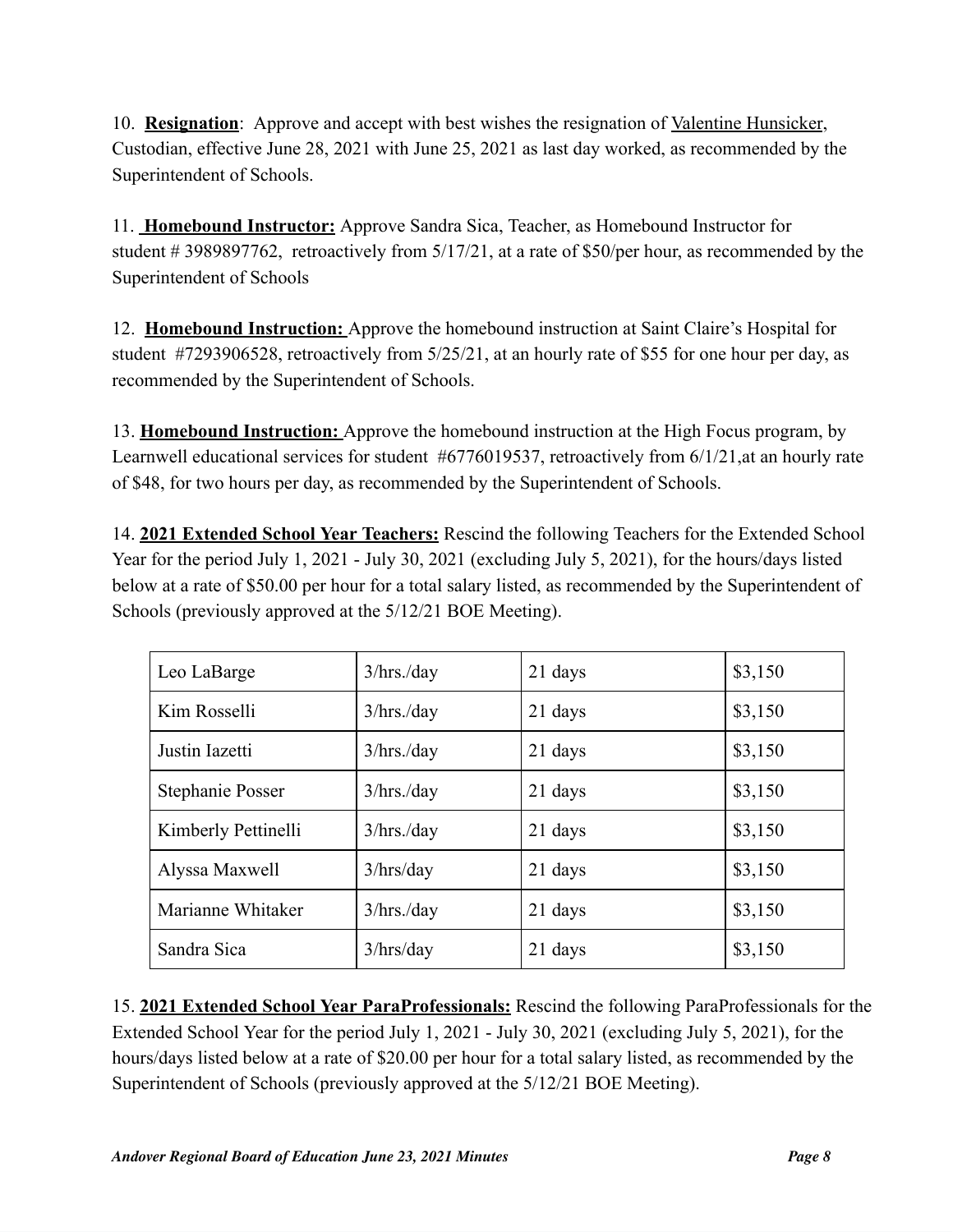10. **Resignation**: Approve and accept with best wishes the resignation of Valentine Hunsicker, Custodian, effective June 28, 2021 with June 25, 2021 as last day worked, as recommended by the Superintendent of Schools.

11. **Homebound Instructor:** Approve Sandra Sica, Teacher, as Homebound Instructor for student # 3989897762, retroactively from 5/17/21, at a rate of $50/per hour, as recommended by the Superintendent of Schools

12. **Homebound Instruction:** Approve the homebound instruction at Saint Claire's Hospital for student #7293906528, retroactively from 5/25/21, at an hourly rate of $55 for one hour per day, as recommended by the Superintendent of Schools.

13. **Homebound Instruction:** Approve the homebound instruction at the High Focus program, by Learnwell educational services for student #6776019537, retroactively from 6/1/21,at an hourly rate of $48, for two hours per day, as recommended by the Superintendent of Schools.

14. **2021 Extended School Year Teachers:** Rescind the following Teachers for the Extended School Year for the period July 1, 2021 - July 30, 2021 (excluding July 5, 2021), for the hours/days listed below at a rate of $50.00 per hour for a total salary listed, as recommended by the Superintendent of Schools (previously approved at the 5/12/21 BOE Meeting).

| | | | |
|---|---|---|---|
| Leo LaBarge | 3/hrs./day | 21 days | $3,150 |
| Kim Rosselli | 3/hrs./day | 21 days | $3,150 |
| Justin Iazetti | 3/hrs./day | 21 days | $3,150 |
| Stephanie Posser | 3/hrs./day | 21 days | $3,150 |
| Kimberly Pettinelli | 3/hrs./day | 21 days | $3,150 |
| Alyssa Maxwell | 3/hrs/day | 21 days | $3,150 |
| Marianne Whitaker | 3/hrs./day | 21 days | $3,150 |
| Sandra Sica | 3/hrs/day | 21 days | $3,150 |

15. **2021 Extended School Year ParaProfessionals:** Rescind the following ParaProfessionals for the Extended School Year for the period July 1, 2021 - July 30, 2021 (excluding July 5, 2021), for the hours/days listed below at a rate of $20.00 per hour for a total salary listed, as recommended by the Superintendent of Schools (previously approved at the 5/12/21 BOE Meeting).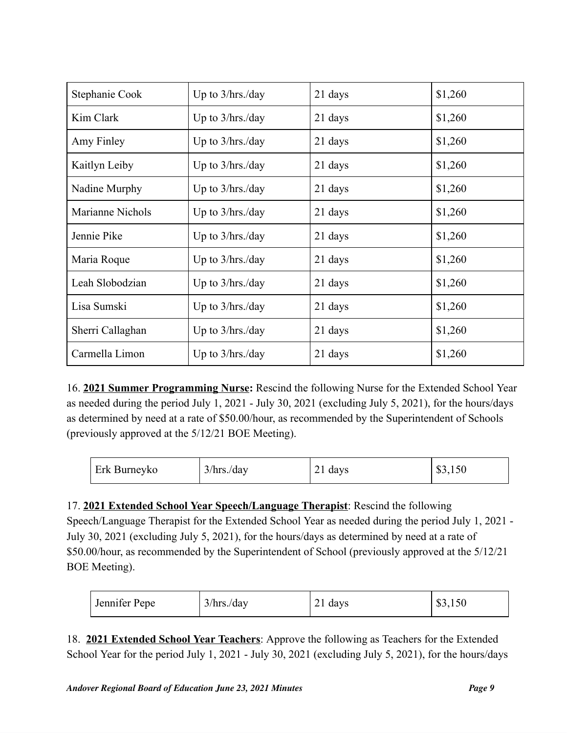| Stephanie Cook | Up to 3/hrs./day | 21 days | $1,260 |
|---|---|---|---|
| Kim Clark | Up to 3/hrs./day | 21 days | $1,260 |
| Amy Finley | Up to 3/hrs./day | 21 days | $1,260 |
| Kaitlyn Leiby | Up to 3/hrs./day | 21 days | $1,260 |
| Nadine Murphy | Up to 3/hrs./day | 21 days | $1,260 |
| Marianne Nichols | Up to 3/hrs./day | 21 days | $1,260 |
| Jennie Pike | Up to 3/hrs./day | 21 days | $1,260 |
| Maria Roque | Up to 3/hrs./day | 21 days | $1,260 |
| Leah Slobodzian | Up to 3/hrs./day | 21 days | $1,260 |
| Lisa Sumski | Up to 3/hrs./day | 21 days | $1,260 |
| Sherri Callaghan | Up to 3/hrs./day | 21 days | $1,260 |
| Carmella Limon | Up to 3/hrs./day | 21 days | $1,260 |

16. **2021 Summer Programming Nurse:** Rescind the following Nurse for the Extended School Year as needed during the period July 1, 2021 - July 30, 2021 (excluding July 5, 2021), for the hours/days as determined by need at a rate of $50.00/hour, as recommended by the Superintendent of Schools (previously approved at the 5/12/21 BOE Meeting).

| Erk Burneyko | 3/hrs./day | 21 days | $3,150 |
|---|---|---|---|

17. **2021 Extended School Year Speech/Language Therapist**: Rescind the following Speech/Language Therapist for the Extended School Year as needed during the period July 1, 2021 - July 30, 2021 (excluding July 5, 2021), for the hours/days as determined by need at a rate of $50.00/hour, as recommended by the Superintendent of School (previously approved at the 5/12/21 BOE Meeting).

| Jennifer Pepe | 3/hrs./day | 21 days | $3,150 |
|---|---|---|---|

18. **2021 Extended School Year Teachers**: Approve the following as Teachers for the Extended School Year for the period July 1, 2021 - July 30, 2021 (excluding July 5, 2021), for the hours/days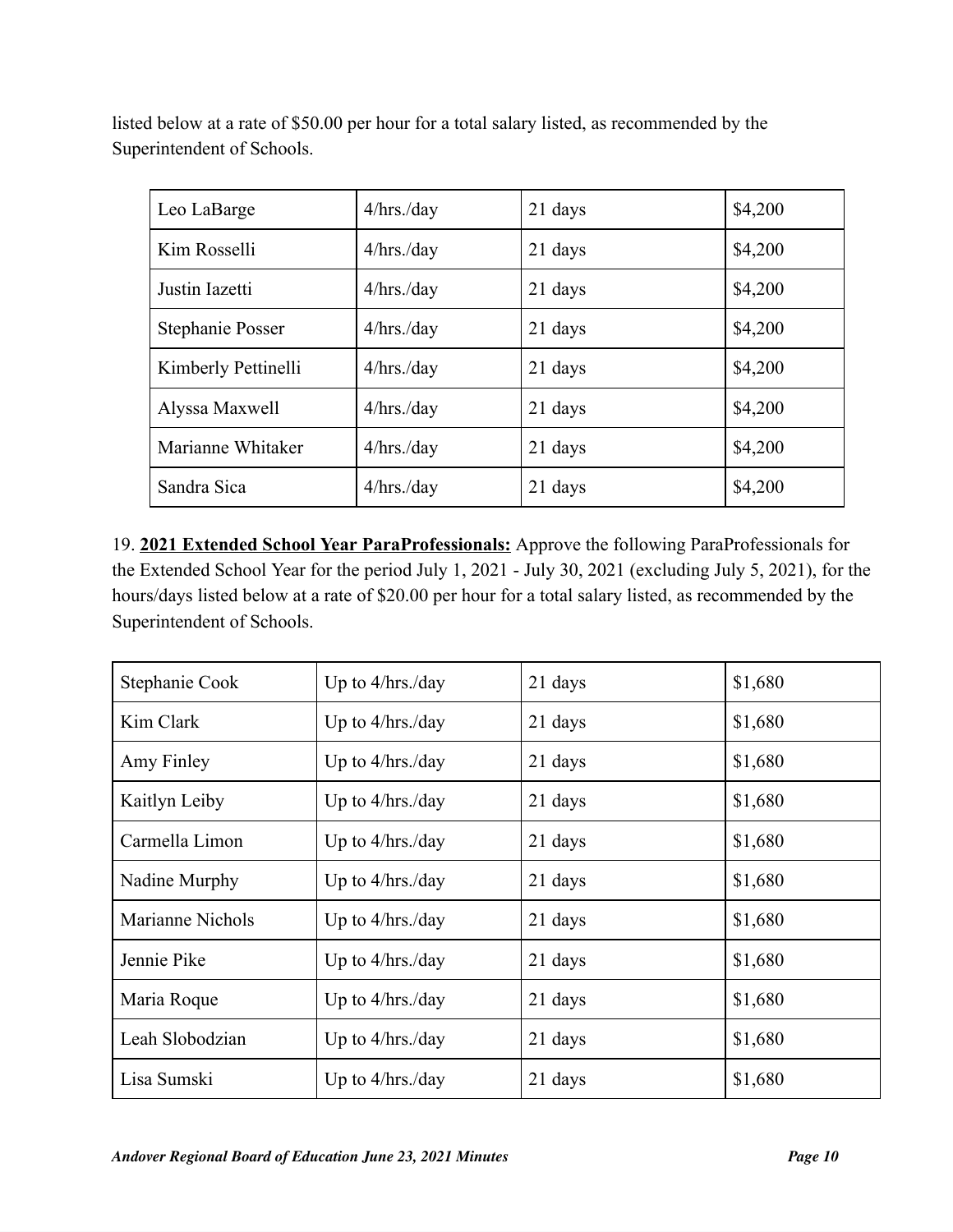listed below at a rate of $50.00 per hour for a total salary listed, as recommended by the Superintendent of Schools.

| | | | |
|---|---|---|---|
| Leo LaBarge | 4/hrs./day | 21 days | $4,200 |
| Kim Rosselli | 4/hrs./day | 21 days | $4,200 |
| Justin Iazetti | 4/hrs./day | 21 days | $4,200 |
| Stephanie Posser | 4/hrs./day | 21 days | $4,200 |
| Kimberly Pettinelli | 4/hrs./day | 21 days | $4,200 |
| Alyssa Maxwell | 4/hrs./day | 21 days | $4,200 |
| Marianne Whitaker | 4/hrs./day | 21 days | $4,200 |
| Sandra Sica | 4/hrs./day | 21 days | $4,200 |

19. **2021 Extended School Year ParaProfessionals:** Approve the following ParaProfessionals for the Extended School Year for the period July 1, 2021 - July 30, 2021 (excluding July 5, 2021), for the hours/days listed below at a rate of $20.00 per hour for a total salary listed, as recommended by the Superintendent of Schools.

| | | | |
|---|---|---|---|
| Stephanie Cook | Up to 4/hrs./day | 21 days | $1,680 |
| Kim Clark | Up to 4/hrs./day | 21 days | $1,680 |
| Amy Finley | Up to 4/hrs./day | 21 days | $1,680 |
| Kaitlyn Leiby | Up to 4/hrs./day | 21 days | $1,680 |
| Carmella Limon | Up to 4/hrs./day | 21 days | $1,680 |
| Nadine Murphy | Up to 4/hrs./day | 21 days | $1,680 |
| Marianne Nichols | Up to 4/hrs./day | 21 days | $1,680 |
| Jennie Pike | Up to 4/hrs./day | 21 days | $1,680 |
| Maria Roque | Up to 4/hrs./day | 21 days | $1,680 |
| Leah Slobodzian | Up to 4/hrs./day | 21 days | $1,680 |
| Lisa Sumski | Up to 4/hrs./day | 21 days | $1,680 |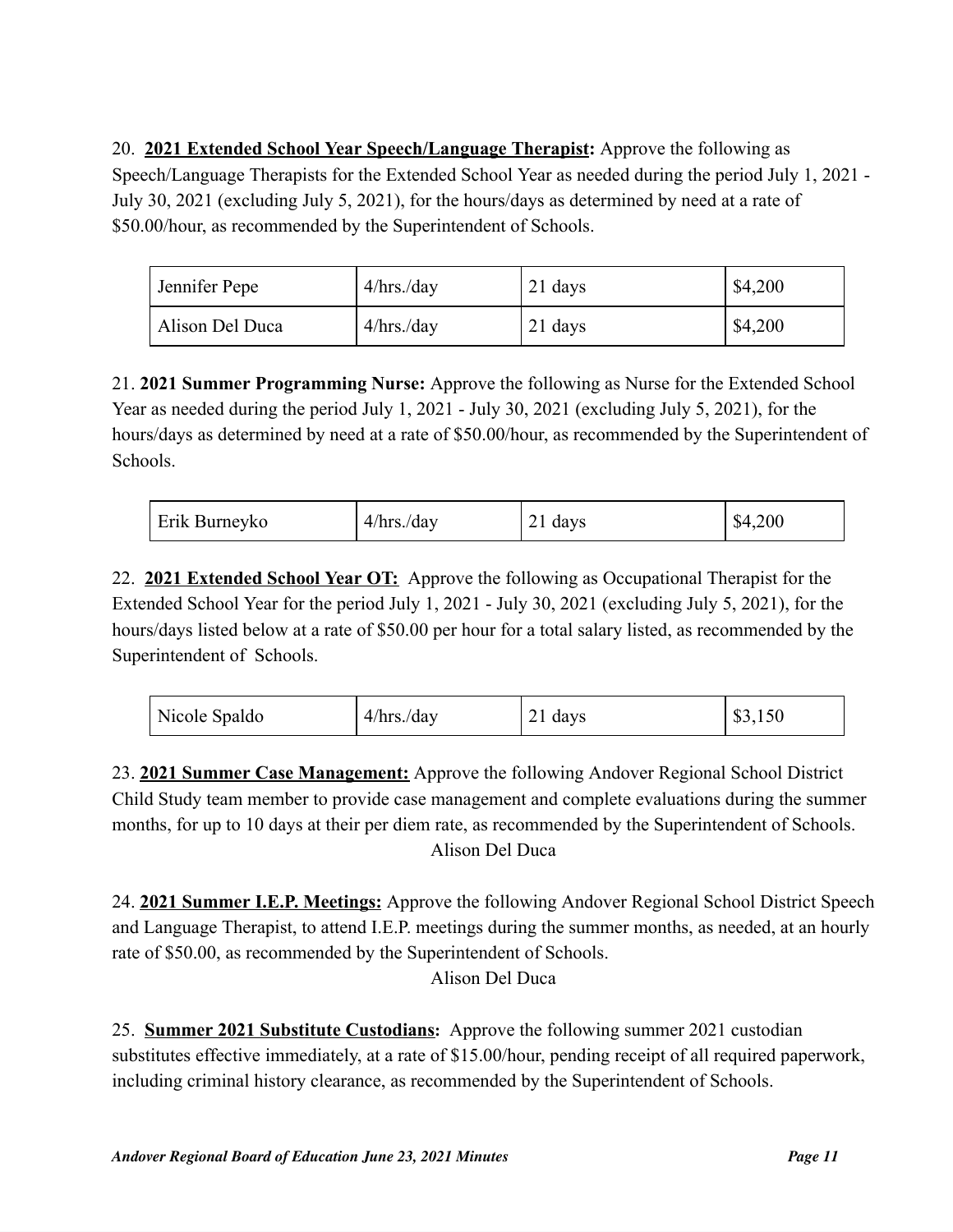20. **2021 Extended School Year Speech/Language Therapist:** Approve the following as Speech/Language Therapists for the Extended School Year as needed during the period July 1, 2021 - July 30, 2021 (excluding July 5, 2021), for the hours/days as determined by need at a rate of $50.00/hour, as recommended by the Superintendent of Schools.

| | | | |
|---|---|---|---|
| Jennifer Pepe | 4/hrs./day | 21 days | $4,200 |
| Alison Del Duca | 4/hrs./day | 21 days | $4,200 |

21. **2021 Summer Programming Nurse:** Approve the following as Nurse for the Extended School Year as needed during the period July 1, 2021 - July 30, 2021 (excluding July 5, 2021), for the hours/days as determined by need at a rate of $50.00/hour, as recommended by the Superintendent of Schools.

| | | | |
|---|---|---|---|
| Erik Burneyko | 4/hrs./day | 21 days | $4,200 |

22. **2021 Extended School Year OT:** Approve the following as Occupational Therapist for the Extended School Year for the period July 1, 2021 - July 30, 2021 (excluding July 5, 2021), for the hours/days listed below at a rate of $50.00 per hour for a total salary listed, as recommended by the Superintendent of Schools.

| | | | |
|---|---|---|---|
| Nicole Spaldo | 4/hrs./day | 21 days | $3,150 |

23. **2021 Summer Case Management:** Approve the following Andover Regional School District Child Study team member to provide case management and complete evaluations during the summer months, for up to 10 days at their per diem rate, as recommended by the Superintendent of Schools.

Alison Del Duca

24. **2021 Summer I.E.P. Meetings:** Approve the following Andover Regional School District Speech and Language Therapist, to attend I.E.P. meetings during the summer months, as needed, at an hourly rate of $50.00, as recommended by the Superintendent of Schools.

Alison Del Duca

25. **Summer 2021 Substitute Custodians:** Approve the following summer 2021 custodian substitutes effective immediately, at a rate of $15.00/hour, pending receipt of all required paperwork, including criminal history clearance, as recommended by the Superintendent of Schools.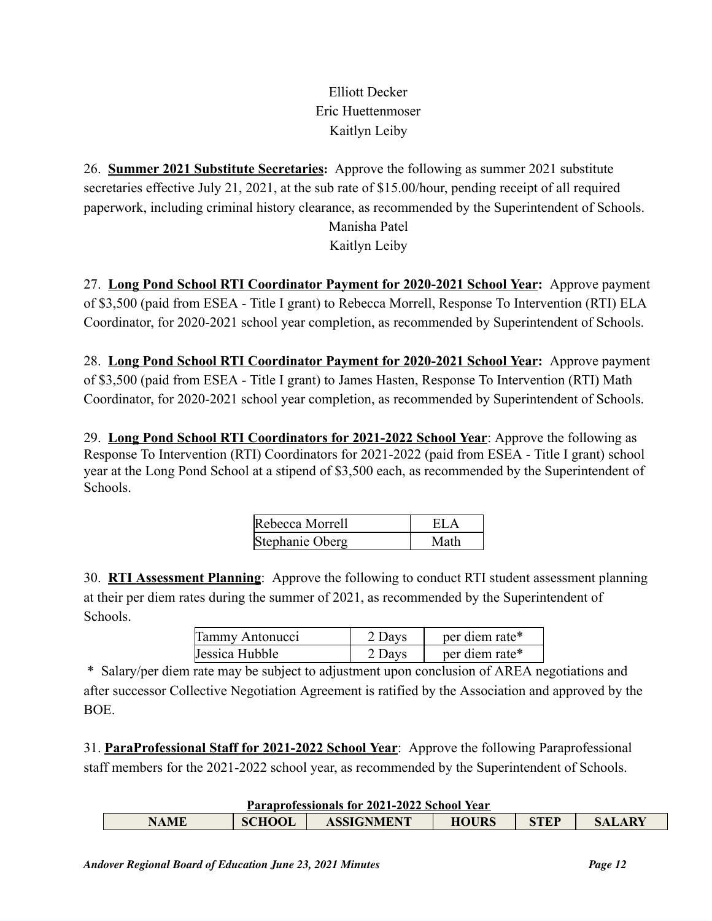Elliott Decker
Eric Huettenmoser
Kaitlyn Leiby

26. **Summer 2021 Substitute Secretaries:** Approve the following as summer 2021 substitute secretaries effective July 21, 2021, at the sub rate of $15.00/hour, pending receipt of all required paperwork, including criminal history clearance, as recommended by the Superintendent of Schools.

Manisha Patel
Kaitlyn Leiby

27. **Long Pond School RTI Coordinator Payment for 2020-2021 School Year:** Approve payment of $3,500 (paid from ESEA - Title I grant) to Rebecca Morrell, Response To Intervention (RTI) ELA Coordinator, for 2020-2021 school year completion, as recommended by Superintendent of Schools.

28. **Long Pond School RTI Coordinator Payment for 2020-2021 School Year:** Approve payment of $3,500 (paid from ESEA - Title I grant) to James Hasten, Response To Intervention (RTI) Math Coordinator, for 2020-2021 school year completion, as recommended by Superintendent of Schools.

29. **Long Pond School RTI Coordinators for 2021-2022 School Year**: Approve the following as Response To Intervention (RTI) Coordinators for 2021-2022 (paid from ESEA - Title I grant) school year at the Long Pond School at a stipend of $3,500 each, as recommended by the Superintendent of Schools.

| | |
|---|---|
| Rebecca Morrell | ELA |
| Stephanie Oberg | Math |

30. **RTI Assessment Planning**: Approve the following to conduct RTI student assessment planning at their per diem rates during the summer of 2021, as recommended by the Superintendent of Schools.

| | | |
|---|---|---|
| Tammy Antonucci | 2 Days | per diem rate* |
| Jessica Hubble | 2 Days | per diem rate* |

\* Salary/per diem rate may be subject to adjustment upon conclusion of AREA negotiations and after successor Collective Negotiation Agreement is ratified by the Association and approved by the BOE.

31. **ParaProfessional Staff for 2021-2022 School Year**: Approve the following Paraprofessional staff members for the 2021-2022 school year, as recommended by the Superintendent of Schools.

**Paraprofessionals for 2021-2022 School Year**

| NAME | SCHOOL | ASSIGNMENT | HOURS | STEP | SALARY |
|---|---|---|---|---|---|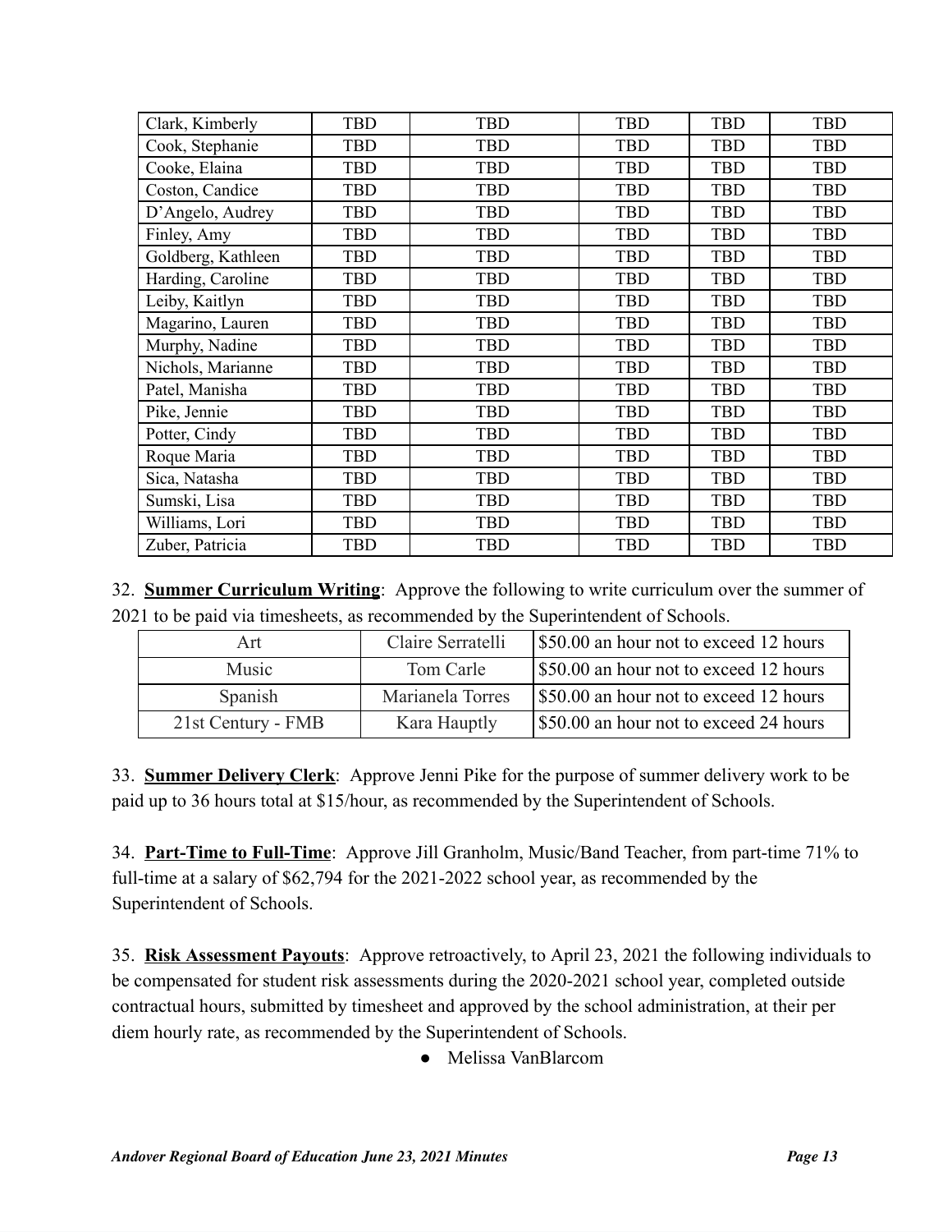| | | | | | |
|---|---|---|---|---|---|
| Clark, Kimberly | TBD | TBD | TBD | TBD | TBD |
| Cook, Stephanie | TBD | TBD | TBD | TBD | TBD |
| Cooke, Elaina | TBD | TBD | TBD | TBD | TBD |
| Coston, Candice | TBD | TBD | TBD | TBD | TBD |
| D'Angelo, Audrey | TBD | TBD | TBD | TBD | TBD |
| Finley, Amy | TBD | TBD | TBD | TBD | TBD |
| Goldberg, Kathleen | TBD | TBD | TBD | TBD | TBD |
| Harding, Caroline | TBD | TBD | TBD | TBD | TBD |
| Leiby, Kaitlyn | TBD | TBD | TBD | TBD | TBD |
| Magarino, Lauren | TBD | TBD | TBD | TBD | TBD |
| Murphy, Nadine | TBD | TBD | TBD | TBD | TBD |
| Nichols, Marianne | TBD | TBD | TBD | TBD | TBD |
| Patel, Manisha | TBD | TBD | TBD | TBD | TBD |
| Pike, Jennie | TBD | TBD | TBD | TBD | TBD |
| Potter, Cindy | TBD | TBD | TBD | TBD | TBD |
| Roque Maria | TBD | TBD | TBD | TBD | TBD |
| Sica, Natasha | TBD | TBD | TBD | TBD | TBD |
| Sumski, Lisa | TBD | TBD | TBD | TBD | TBD |
| Williams, Lori | TBD | TBD | TBD | TBD | TBD |
| Zuber, Patricia | TBD | TBD | TBD | TBD | TBD |

32. **Summer Curriculum Writing**: Approve the following to write curriculum over the summer of 2021 to be paid via timesheets, as recommended by the Superintendent of Schools.

| | | |
|---|---|---|
| Art | Claire Serratelli | $50.00 an hour not to exceed 12 hours |
| Music | Tom Carle | $50.00 an hour not to exceed 12 hours |
| Spanish | Marianela Torres | $50.00 an hour not to exceed 12 hours |
| 21st Century - FMB | Kara Hauptly | $50.00 an hour not to exceed 24 hours |

33. **Summer Delivery Clerk**: Approve Jenni Pike for the purpose of summer delivery work to be paid up to 36 hours total at $15/hour, as recommended by the Superintendent of Schools.

34. **Part-Time to Full-Time**: Approve Jill Granholm, Music/Band Teacher, from part-time 71% to full-time at a salary of $62,794 for the 2021-2022 school year, as recommended by the Superintendent of Schools.

35. **Risk Assessment Payouts**: Approve retroactively, to April 23, 2021 the following individuals to be compensated for student risk assessments during the 2020-2021 school year, completed outside contractual hours, submitted by timesheet and approved by the school administration, at their per diem hourly rate, as recommended by the Superintendent of Schools.

- Melissa VanBlarcom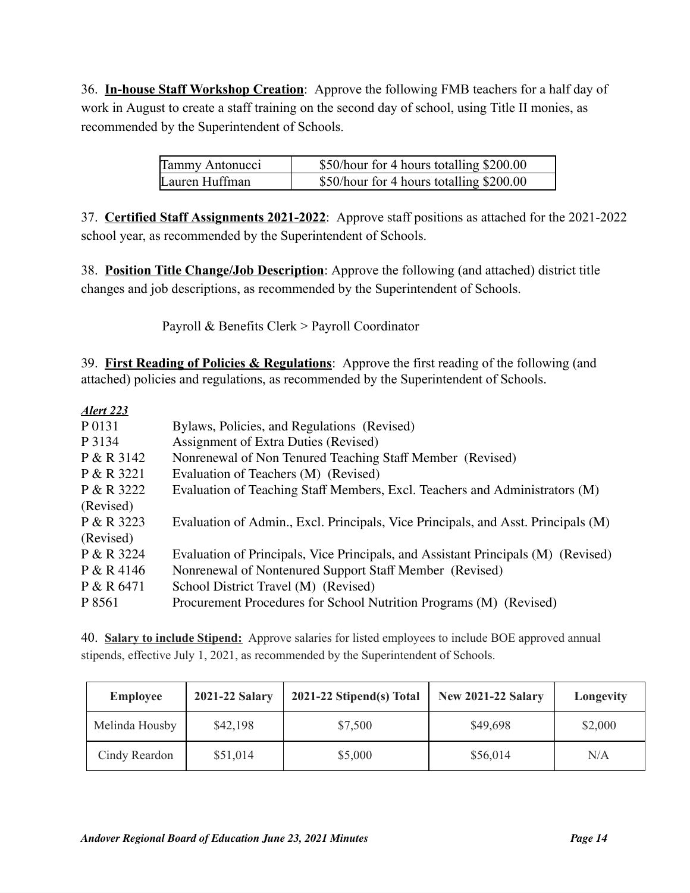36. **In-house Staff Workshop Creation**: Approve the following FMB teachers for a half day of work in August to create a staff training on the second day of school, using Title II monies, as recommended by the Superintendent of Schools.

| | |
|---|---|
| Tammy Antonucci | $50/hour for 4 hours totalling $200.00 |
| Lauren Huffman | $50/hour for 4 hours totalling $200.00 |

37. **Certified Staff Assignments 2021-2022**: Approve staff positions as attached for the 2021-2022 school year, as recommended by the Superintendent of Schools.

38. **Position Title Change/Job Description**: Approve the following (and attached) district title changes and job descriptions, as recommended by the Superintendent of Schools.

Payroll & Benefits Clerk > Payroll Coordinator

39. **First Reading of Policies & Regulations**: Approve the first reading of the following (and attached) policies and regulations, as recommended by the Superintendent of Schools.

***Alert 223***

| | |
|---|---|
| P 0131 | Bylaws, Policies, and Regulations (Revised) |
| P 3134 | Assignment of Extra Duties (Revised) |
| P & R 3142 | Nonrenewal of Non Tenured Teaching Staff Member (Revised) |
| P & R 3221 | Evaluation of Teachers (M) (Revised) |
| P & R 3222 (Revised) | Evaluation of Teaching Staff Members, Excl. Teachers and Administrators (M) |
| P & R 3223 (Revised) | Evaluation of Admin., Excl. Principals, Vice Principals, and Asst. Principals (M) |
| P & R 3224 | Evaluation of Principals, Vice Principals, and Assistant Principals (M) (Revised) |
| P & R 4146 | Nonrenewal of Nontenured Support Staff Member (Revised) |
| P & R 6471 | School District Travel (M) (Revised) |
| P 8561 | Procurement Procedures for School Nutrition Programs (M) (Revised) |

40. **Salary to include Stipend:** Approve salaries for listed employees to include BOE approved annual stipends, effective July 1, 2021, as recommended by the Superintendent of Schools.

| Employee | 2021-22 Salary | 2021-22 Stipend(s) Total | New 2021-22 Salary | Longevity |
|---|---|---|---|---|
| Melinda Housby | $42,198 | $7,500 | $49,698 | $2,000 |
| Cindy Reardon | $51,014 | $5,000 | $56,014 | N/A |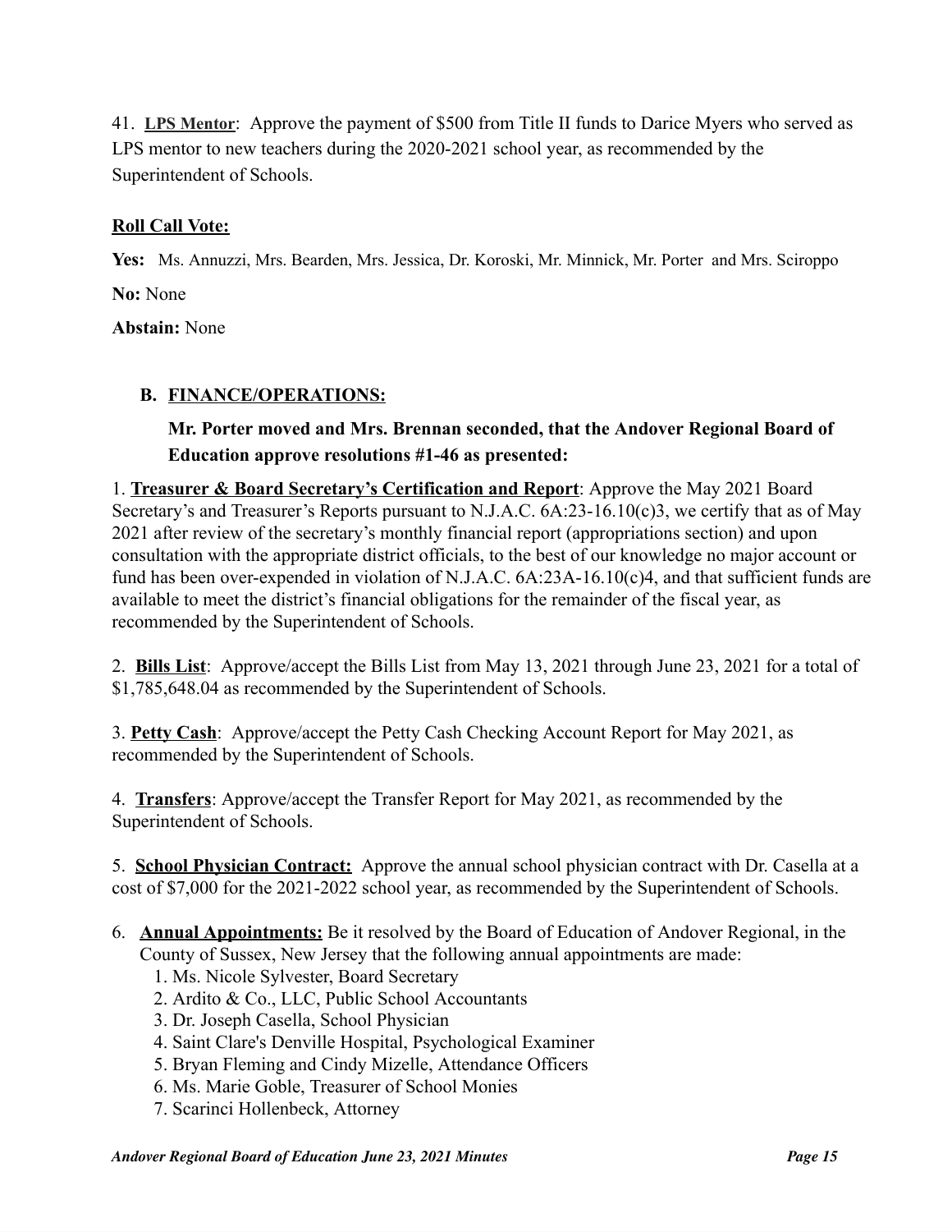41. **LPS Mentor**: Approve the payment of $500 from Title II funds to Darice Myers who served as LPS mentor to new teachers during the 2020-2021 school year, as recommended by the Superintendent of Schools.

**Roll Call Vote:**

**Yes:** Ms. Annuzzi, Mrs. Bearden, Mrs. Jessica, Dr. Koroski, Mr. Minnick, Mr. Porter and Mrs. Sciroppo

**No:** None

**Abstain:** None

## B. FINANCE/OPERATIONS:

**Mr. Porter moved and Mrs. Brennan seconded, that the Andover Regional Board of Education approve resolutions #1-46 as presented:**

1. **Treasurer & Board Secretary's Certification and Report**: Approve the May 2021 Board Secretary's and Treasurer's Reports pursuant to N.J.A.C. 6A:23-16.10(c)3, we certify that as of May 2021 after review of the secretary's monthly financial report (appropriations section) and upon consultation with the appropriate district officials, to the best of our knowledge no major account or fund has been over-expended in violation of N.J.A.C. 6A:23A-16.10(c)4, and that sufficient funds are available to meet the district's financial obligations for the remainder of the fiscal year, as recommended by the Superintendent of Schools.

2. **Bills List**: Approve/accept the Bills List from May 13, 2021 through June 23, 2021 for a total of $1,785,648.04 as recommended by the Superintendent of Schools.

3. **Petty Cash**: Approve/accept the Petty Cash Checking Account Report for May 2021, as recommended by the Superintendent of Schools.

4. **Transfers**: Approve/accept the Transfer Report for May 2021, as recommended by the Superintendent of Schools.

5. **School Physician Contract:** Approve the annual school physician contract with Dr. Casella at a cost of $7,000 for the 2021-2022 school year, as recommended by the Superintendent of Schools.

6. **Annual Appointments:** Be it resolved by the Board of Education of Andover Regional, in the County of Sussex, New Jersey that the following annual appointments are made:
   1. Ms. Nicole Sylvester, Board Secretary
   2. Ardito & Co., LLC, Public School Accountants
   3. Dr. Joseph Casella, School Physician
   4. Saint Clare's Denville Hospital, Psychological Examiner
   5. Bryan Fleming and Cindy Mizelle, Attendance Officers
   6. Ms. Marie Goble, Treasurer of School Monies
   7. Scarinci Hollenbeck, Attorney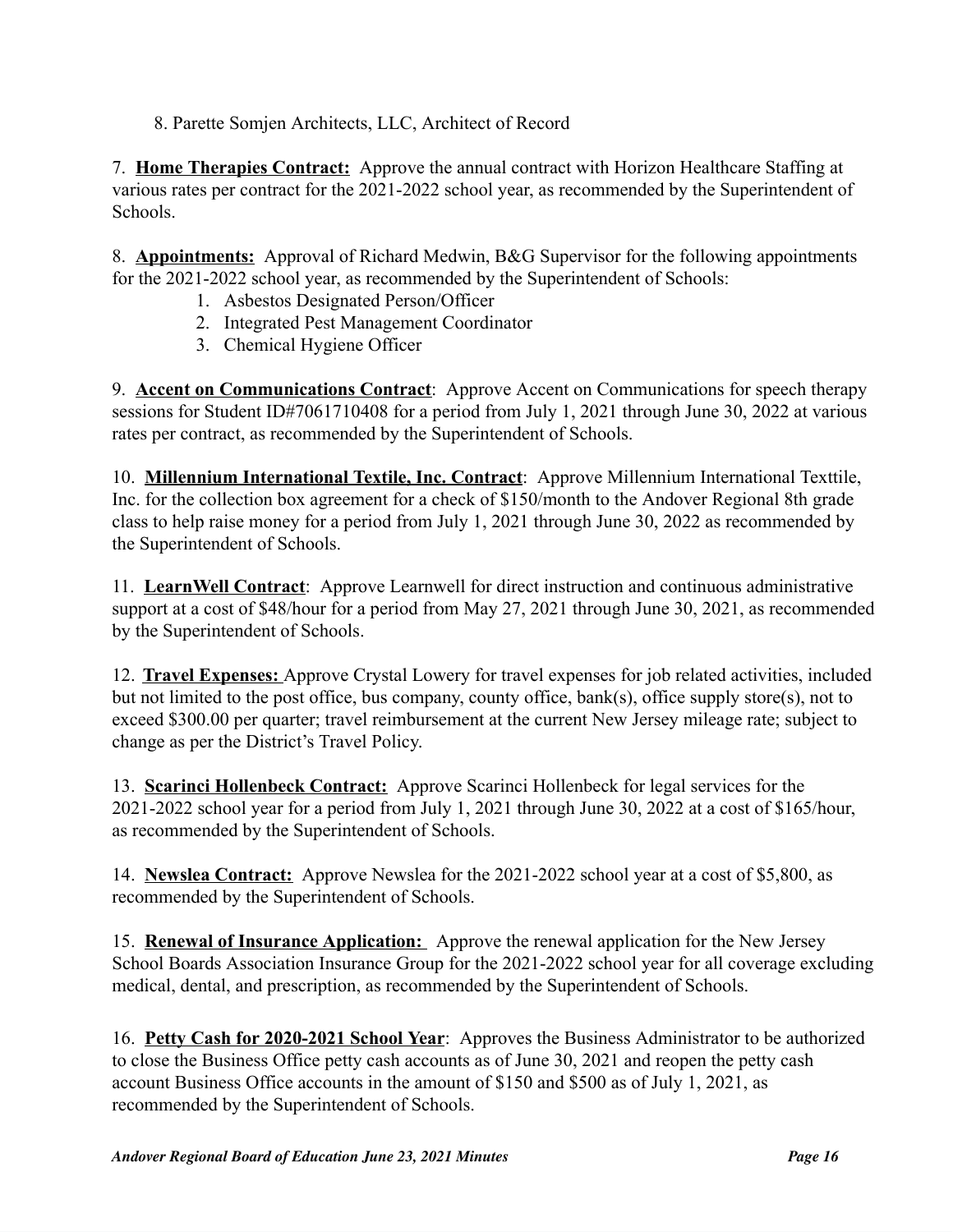8. Parette Somjen Architects, LLC, Architect of Record

7. **Home Therapies Contract:** Approve the annual contract with Horizon Healthcare Staffing at various rates per contract for the 2021-2022 school year, as recommended by the Superintendent of Schools.

8. **Appointments:** Approval of Richard Medwin, B&G Supervisor for the following appointments for the 2021-2022 school year, as recommended by the Superintendent of Schools:

   1. Asbestos Designated Person/Officer
   2. Integrated Pest Management Coordinator
   3. Chemical Hygiene Officer

9. **Accent on Communications Contract**: Approve Accent on Communications for speech therapy sessions for Student ID#7061710408 for a period from July 1, 2021 through June 30, 2022 at various rates per contract, as recommended by the Superintendent of Schools.

10. **Millennium International Textile, Inc. Contract**: Approve Millennium International Texttile, Inc. for the collection box agreement for a check of $150/month to the Andover Regional 8th grade class to help raise money for a period from July 1, 2021 through June 30, 2022 as recommended by the Superintendent of Schools.

11. **LearnWell Contract**: Approve Learnwell for direct instruction and continuous administrative support at a cost of $48/hour for a period from May 27, 2021 through June 30, 2021, as recommended by the Superintendent of Schools.

12. **Travel Expenses:** Approve Crystal Lowery for travel expenses for job related activities, included but not limited to the post office, bus company, county office, bank(s), office supply store(s), not to exceed $300.00 per quarter; travel reimbursement at the current New Jersey mileage rate; subject to change as per the District's Travel Policy.

13. **Scarinci Hollenbeck Contract:** Approve Scarinci Hollenbeck for legal services for the 2021-2022 school year for a period from July 1, 2021 through June 30, 2022 at a cost of $165/hour, as recommended by the Superintendent of Schools.

14. **Newslea Contract:** Approve Newslea for the 2021-2022 school year at a cost of $5,800, as recommended by the Superintendent of Schools.

15. **Renewal of Insurance Application:** Approve the renewal application for the New Jersey School Boards Association Insurance Group for the 2021-2022 school year for all coverage excluding medical, dental, and prescription, as recommended by the Superintendent of Schools.

16. **Petty Cash for 2020-2021 School Year**: Approves the Business Administrator to be authorized to close the Business Office petty cash accounts as of June 30, 2021 and reopen the petty cash account Business Office accounts in the amount of $150 and $500 as of July 1, 2021, as recommended by the Superintendent of Schools.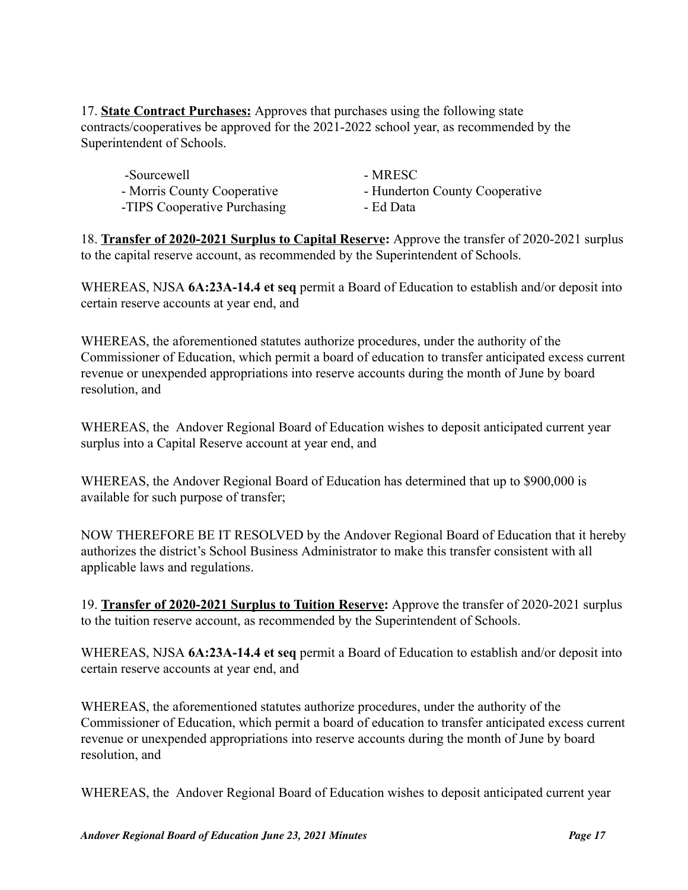17. **<u>State Contract Purchases:</u>** Approves that purchases using the following state contracts/cooperatives be approved for the 2021-2022 school year, as recommended by the Superintendent of Schools.

| | |
|---|---|
| -Sourcewell | - MRESC |
| - Morris County Cooperative | - Hunderton County Cooperative |
| -TIPS Cooperative Purchasing | - Ed Data |

18. **<u>Transfer of 2020-2021 Surplus to Capital Reserve</u>:** Approve the transfer of 2020-2021 surplus to the capital reserve account, as recommended by the Superintendent of Schools.

WHEREAS, NJSA **6A:23A-14.4 et seq** permit a Board of Education to establish and/or deposit into certain reserve accounts at year end, and

WHEREAS, the aforementioned statutes authorize procedures, under the authority of the Commissioner of Education, which permit a board of education to transfer anticipated excess current revenue or unexpended appropriations into reserve accounts during the month of June by board resolution, and

WHEREAS, the Andover Regional Board of Education wishes to deposit anticipated current year surplus into a Capital Reserve account at year end, and

WHEREAS, the Andover Regional Board of Education has determined that up to $900,000 is available for such purpose of transfer;

NOW THEREFORE BE IT RESOLVED by the Andover Regional Board of Education that it hereby authorizes the district's School Business Administrator to make this transfer consistent with all applicable laws and regulations.

19. **<u>Transfer of 2020-2021 Surplus to Tuition Reserve</u>:** Approve the transfer of 2020-2021 surplus to the tuition reserve account, as recommended by the Superintendent of Schools.

WHEREAS, NJSA **6A:23A-14.4 et seq** permit a Board of Education to establish and/or deposit into certain reserve accounts at year end, and

WHEREAS, the aforementioned statutes authorize procedures, under the authority of the Commissioner of Education, which permit a board of education to transfer anticipated excess current revenue or unexpended appropriations into reserve accounts during the month of June by board resolution, and

WHEREAS, the Andover Regional Board of Education wishes to deposit anticipated current year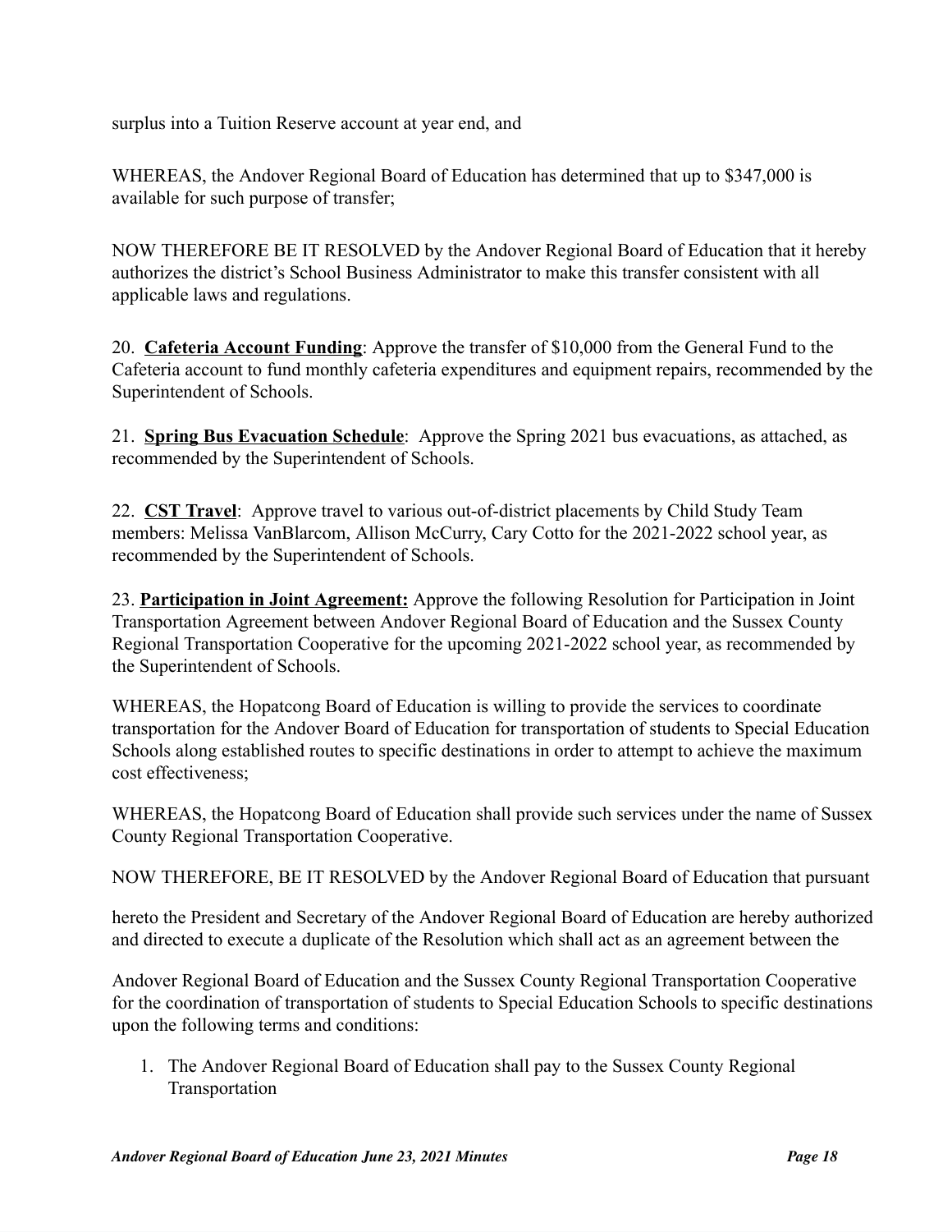surplus into a Tuition Reserve account at year end, and

WHEREAS, the Andover Regional Board of Education has determined that up to $347,000 is available for such purpose of transfer;

NOW THEREFORE BE IT RESOLVED by the Andover Regional Board of Education that it hereby authorizes the district's School Business Administrator to make this transfer consistent with all applicable laws and regulations.

20. **<u>Cafeteria Account Funding</u>**: Approve the transfer of $10,000 from the General Fund to the Cafeteria account to fund monthly cafeteria expenditures and equipment repairs, recommended by the Superintendent of Schools.

21. **<u>Spring Bus Evacuation Schedule</u>**: Approve the Spring 2021 bus evacuations, as attached, as recommended by the Superintendent of Schools.

22. **<u>CST Travel</u>**: Approve travel to various out-of-district placements by Child Study Team members: Melissa VanBlarcom, Allison McCurry, Cary Cotto for the 2021-2022 school year, as recommended by the Superintendent of Schools.

23. **<u>Participation in Joint Agreement:</u>** Approve the following Resolution for Participation in Joint Transportation Agreement between Andover Regional Board of Education and the Sussex County Regional Transportation Cooperative for the upcoming 2021-2022 school year, as recommended by the Superintendent of Schools.

WHEREAS, the Hopatcong Board of Education is willing to provide the services to coordinate transportation for the Andover Board of Education for transportation of students to Special Education Schools along established routes to specific destinations in order to attempt to achieve the maximum cost effectiveness;

WHEREAS, the Hopatcong Board of Education shall provide such services under the name of Sussex County Regional Transportation Cooperative.

NOW THEREFORE, BE IT RESOLVED by the Andover Regional Board of Education that pursuant

hereto the President and Secretary of the Andover Regional Board of Education are hereby authorized and directed to execute a duplicate of the Resolution which shall act as an agreement between the

Andover Regional Board of Education and the Sussex County Regional Transportation Cooperative for the coordination of transportation of students to Special Education Schools to specific destinations upon the following terms and conditions:

1. The Andover Regional Board of Education shall pay to the Sussex County Regional Transportation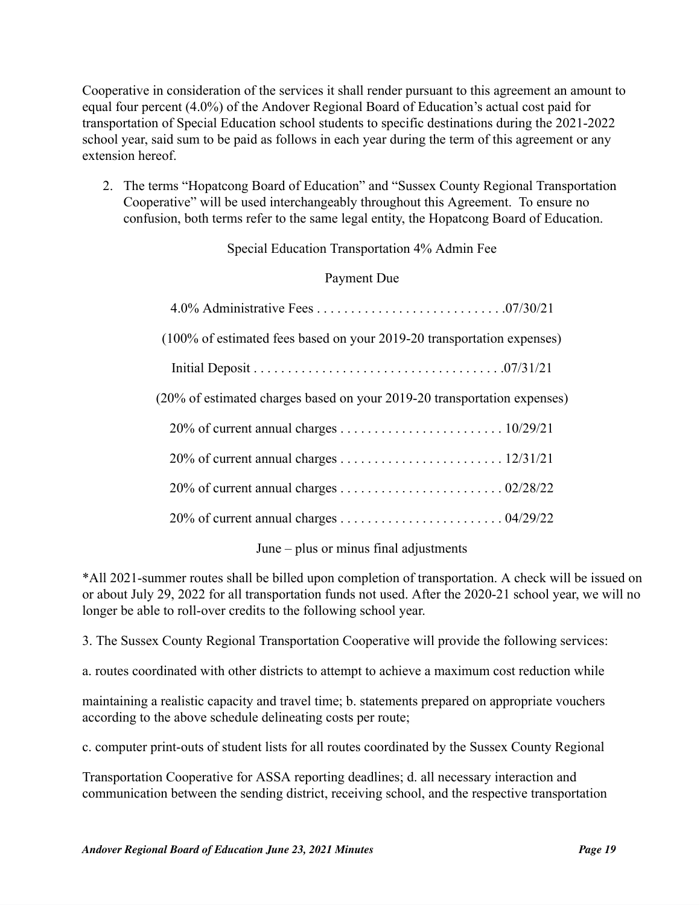Cooperative in consideration of the services it shall render pursuant to this agreement an amount to equal four percent (4.0%) of the Andover Regional Board of Education's actual cost paid for transportation of Special Education school students to specific destinations during the 2021-2022 school year, said sum to be paid as follows in each year during the term of this agreement or any extension hereof.

2. The terms "Hopatcong Board of Education" and "Sussex County Regional Transportation Cooperative" will be used interchangeably throughout this Agreement. To ensure no confusion, both terms refer to the same legal entity, the Hopatcong Board of Education.

Special Education Transportation 4% Admin Fee

Payment Due

4.0% Administrative Fees . . . . . . . . . . . . . . . . . . . . . . . . . . . .07/30/21

(100% of estimated fees based on your 2019-20 transportation expenses)

Initial Deposit . . . . . . . . . . . . . . . . . . . . . . . . . . . . . . . . . . . . .07/31/21

(20% of estimated charges based on your 2019-20 transportation expenses)

20% of current annual charges . . . . . . . . . . . . . . . . . . . . . . . . 10/29/21

20% of current annual charges . . . . . . . . . . . . . . . . . . . . . . . . 12/31/21

20% of current annual charges . . . . . . . . . . . . . . . . . . . . . . . . 02/28/22

20% of current annual charges . . . . . . . . . . . . . . . . . . . . . . . . 04/29/22

June – plus or minus final adjustments

*All 2021-summer routes shall be billed upon completion of transportation. A check will be issued on or about July 29, 2022 for all transportation funds not used. After the 2020-21 school year, we will no longer be able to roll-over credits to the following school year.

3. The Sussex County Regional Transportation Cooperative will provide the following services:

a. routes coordinated with other districts to attempt to achieve a maximum cost reduction while

maintaining a realistic capacity and travel time; b. statements prepared on appropriate vouchers according to the above schedule delineating costs per route;

c. computer print-outs of student lists for all routes coordinated by the Sussex County Regional

Transportation Cooperative for ASSA reporting deadlines; d. all necessary interaction and communication between the sending district, receiving school, and the respective transportation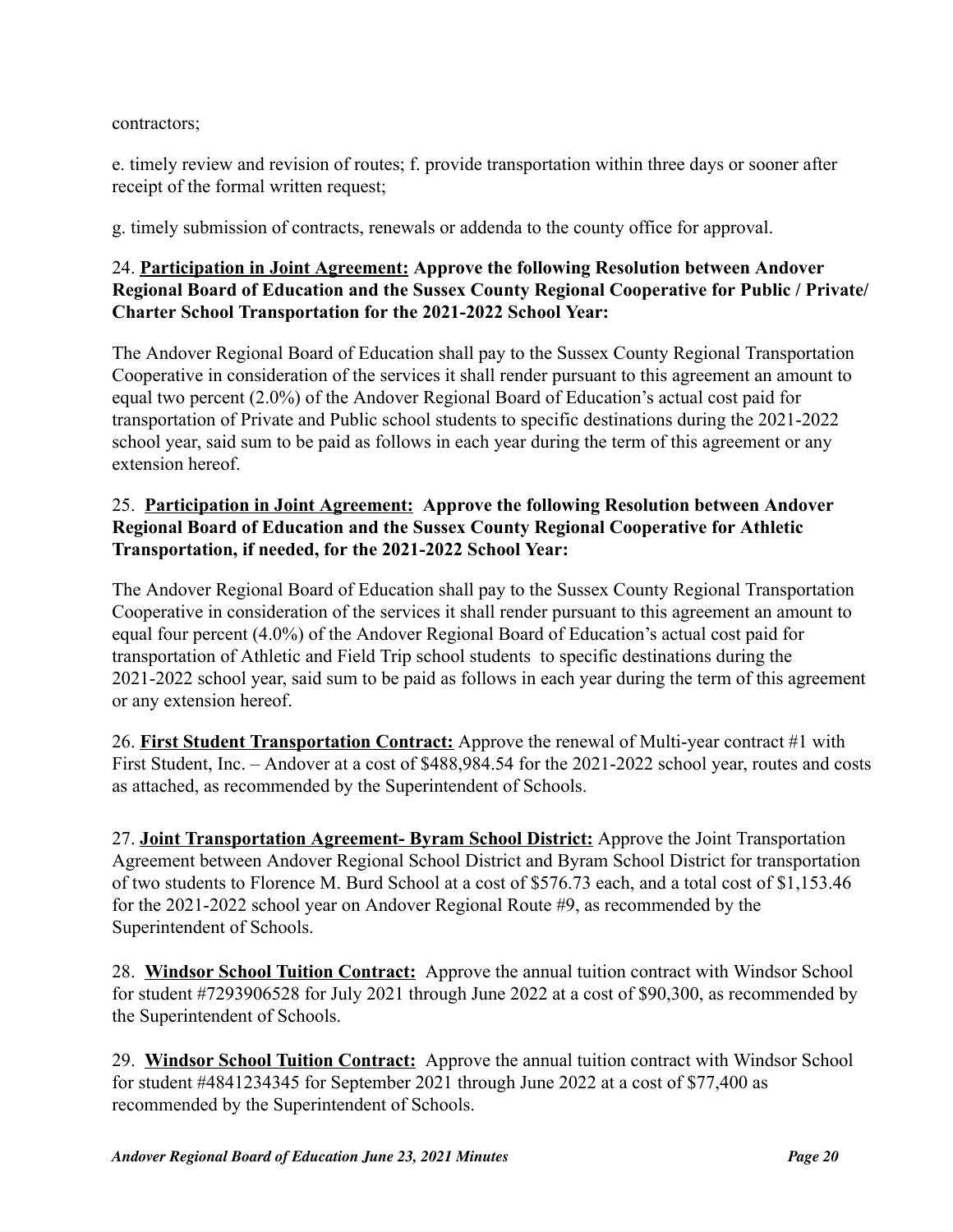contractors;

e. timely review and revision of routes; f. provide transportation within three days or sooner after receipt of the formal written request;

g. timely submission of contracts, renewals or addenda to the county office for approval.

24. **<u>Participation in Joint Agreement:</u> Approve the following Resolution between Andover Regional Board of Education and the Sussex County Regional Cooperative for Public / Private/ Charter School Transportation for the 2021-2022 School Year:**

The Andover Regional Board of Education shall pay to the Sussex County Regional Transportation Cooperative in consideration of the services it shall render pursuant to this agreement an amount to equal two percent (2.0%) of the Andover Regional Board of Education's actual cost paid for transportation of Private and Public school students to specific destinations during the 2021-2022 school year, said sum to be paid as follows in each year during the term of this agreement or any extension hereof.

25. **<u>Participation in Joint Agreement:</u> Approve the following Resolution between Andover Regional Board of Education and the Sussex County Regional Cooperative for Athletic Transportation, if needed, for the 2021-2022 School Year:**

The Andover Regional Board of Education shall pay to the Sussex County Regional Transportation Cooperative in consideration of the services it shall render pursuant to this agreement an amount to equal four percent (4.0%) of the Andover Regional Board of Education's actual cost paid for transportation of Athletic and Field Trip school students to specific destinations during the 2021-2022 school year, said sum to be paid as follows in each year during the term of this agreement or any extension hereof.

26. **<u>First Student Transportation Contract:</u>** Approve the renewal of Multi-year contract #1 with First Student, Inc. – Andover at a cost of $488,984.54 for the 2021-2022 school year, routes and costs as attached, as recommended by the Superintendent of Schools.

27. **<u>Joint Transportation Agreement- Byram School District:</u>** Approve the Joint Transportation Agreement between Andover Regional School District and Byram School District for transportation of two students to Florence M. Burd School at a cost of $576.73 each, and a total cost of $1,153.46 for the 2021-2022 school year on Andover Regional Route #9, as recommended by the Superintendent of Schools.

28. **<u>Windsor School Tuition Contract:</u>** Approve the annual tuition contract with Windsor School for student #7293906528 for July 2021 through June 2022 at a cost of $90,300, as recommended by the Superintendent of Schools.

29. **<u>Windsor School Tuition Contract:</u>** Approve the annual tuition contract with Windsor School for student #4841234345 for September 2021 through June 2022 at a cost of $77,400 as recommended by the Superintendent of Schools.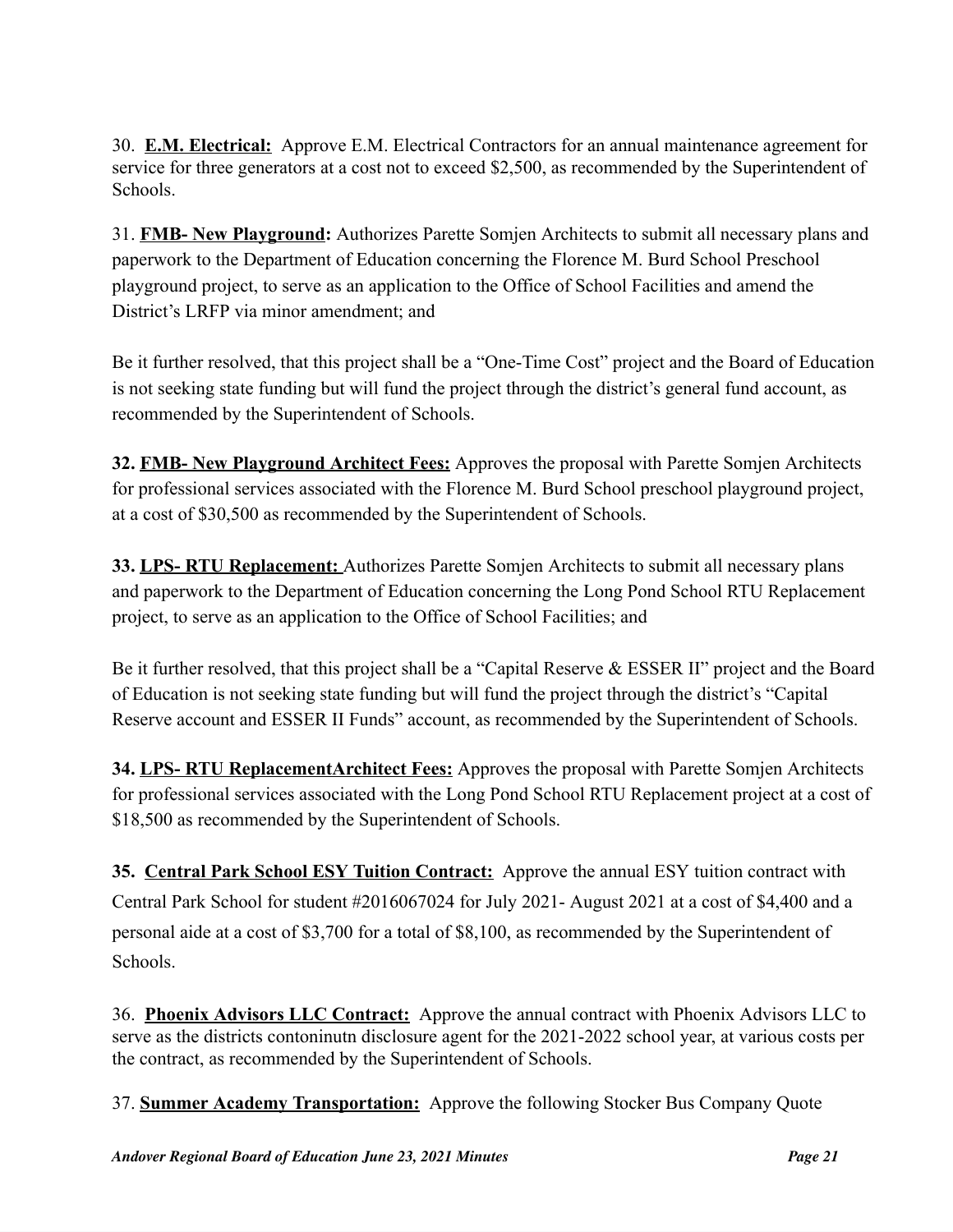30. **E.M. Electrical:** Approve E.M. Electrical Contractors for an annual maintenance agreement for service for three generators at a cost not to exceed $2,500, as recommended by the Superintendent of Schools.

31. **FMB- New Playground:** Authorizes Parette Somjen Architects to submit all necessary plans and paperwork to the Department of Education concerning the Florence M. Burd School Preschool playground project, to serve as an application to the Office of School Facilities and amend the District's LRFP via minor amendment; and

Be it further resolved, that this project shall be a "One-Time Cost" project and the Board of Education is not seeking state funding but will fund the project through the district's general fund account, as recommended by the Superintendent of Schools.

**32. FMB- New Playground Architect Fees:** Approves the proposal with Parette Somjen Architects for professional services associated with the Florence M. Burd School preschool playground project, at a cost of $30,500 as recommended by the Superintendent of Schools.

**33. LPS- RTU Replacement:** Authorizes Parette Somjen Architects to submit all necessary plans and paperwork to the Department of Education concerning the Long Pond School RTU Replacement project, to serve as an application to the Office of School Facilities; and

Be it further resolved, that this project shall be a "Capital Reserve & ESSER II" project and the Board of Education is not seeking state funding but will fund the project through the district's "Capital Reserve account and ESSER II Funds" account, as recommended by the Superintendent of Schools.

**34. LPS- RTU ReplacementArchitect Fees:** Approves the proposal with Parette Somjen Architects for professional services associated with the Long Pond School RTU Replacement project at a cost of $18,500 as recommended by the Superintendent of Schools.

**35. Central Park School ESY Tuition Contract:** Approve the annual ESY tuition contract with Central Park School for student #2016067024 for July 2021- August 2021 at a cost of $4,400 and a personal aide at a cost of $3,700 for a total of $8,100, as recommended by the Superintendent of Schools.

36. **Phoenix Advisors LLC Contract:** Approve the annual contract with Phoenix Advisors LLC to serve as the districts contoninutn disclosure agent for the 2021-2022 school year, at various costs per the contract, as recommended by the Superintendent of Schools.

37. **Summer Academy Transportation:** Approve the following Stocker Bus Company Quote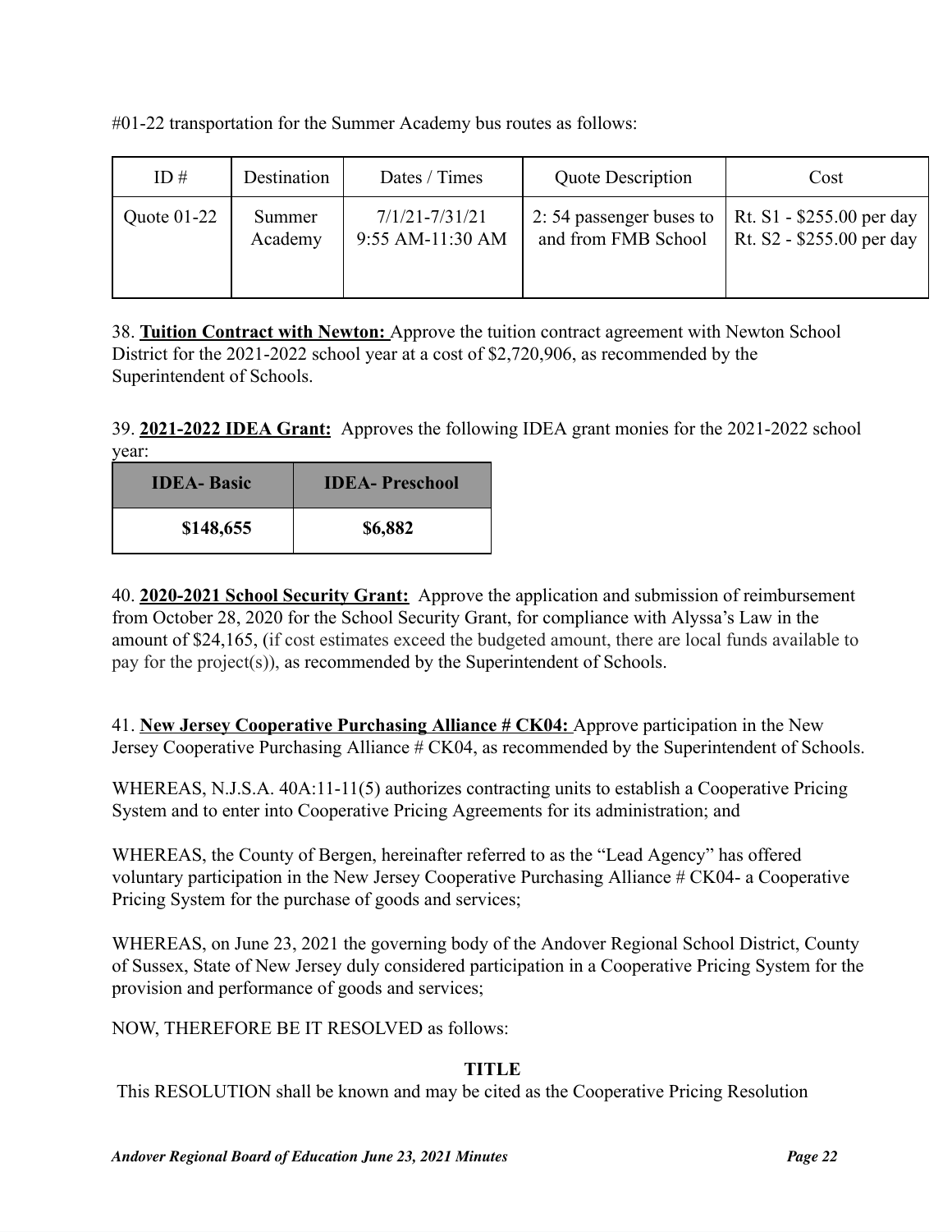#01-22 transportation for the Summer Academy bus routes as follows:

| ID # | Destination | Dates / Times | Quote Description | Cost |
|---|---|---|---|---|
| Quote 01-22 | Summer Academy | 7/1/21-7/31/21 9:55 AM-11:30 AM | 2: 54 passenger buses to and from FMB School | Rt. S1 - $255.00 per day Rt. S2 - $255.00 per day |

38. **Tuition Contract with Newton:** Approve the tuition contract agreement with Newton School District for the 2021-2022 school year at a cost of $2,720,906, as recommended by the Superintendent of Schools.

39. **2021-2022 IDEA Grant:** Approves the following IDEA grant monies for the 2021-2022 school year:

| IDEA- Basic | IDEA- Preschool |
|---|---|
| **$148,655** | **$6,882** |

40. **2020-2021 School Security Grant:** Approve the application and submission of reimbursement from October 28, 2020 for the School Security Grant, for compliance with Alyssa's Law in the amount of $24,165, (if cost estimates exceed the budgeted amount, there are local funds available to pay for the project(s)), as recommended by the Superintendent of Schools.

41. **New Jersey Cooperative Purchasing Alliance # CK04:** Approve participation in the New Jersey Cooperative Purchasing Alliance # CK04, as recommended by the Superintendent of Schools.

WHEREAS, N.J.S.A. 40A:11-11(5) authorizes contracting units to establish a Cooperative Pricing System and to enter into Cooperative Pricing Agreements for its administration; and

WHEREAS, the County of Bergen, hereinafter referred to as the "Lead Agency" has offered voluntary participation in the New Jersey Cooperative Purchasing Alliance # CK04- a Cooperative Pricing System for the purchase of goods and services;

WHEREAS, on June 23, 2021 the governing body of the Andover Regional School District, County of Sussex, State of New Jersey duly considered participation in a Cooperative Pricing System for the provision and performance of goods and services;

NOW, THEREFORE BE IT RESOLVED as follows:

**TITLE**

This RESOLUTION shall be known and may be cited as the Cooperative Pricing Resolution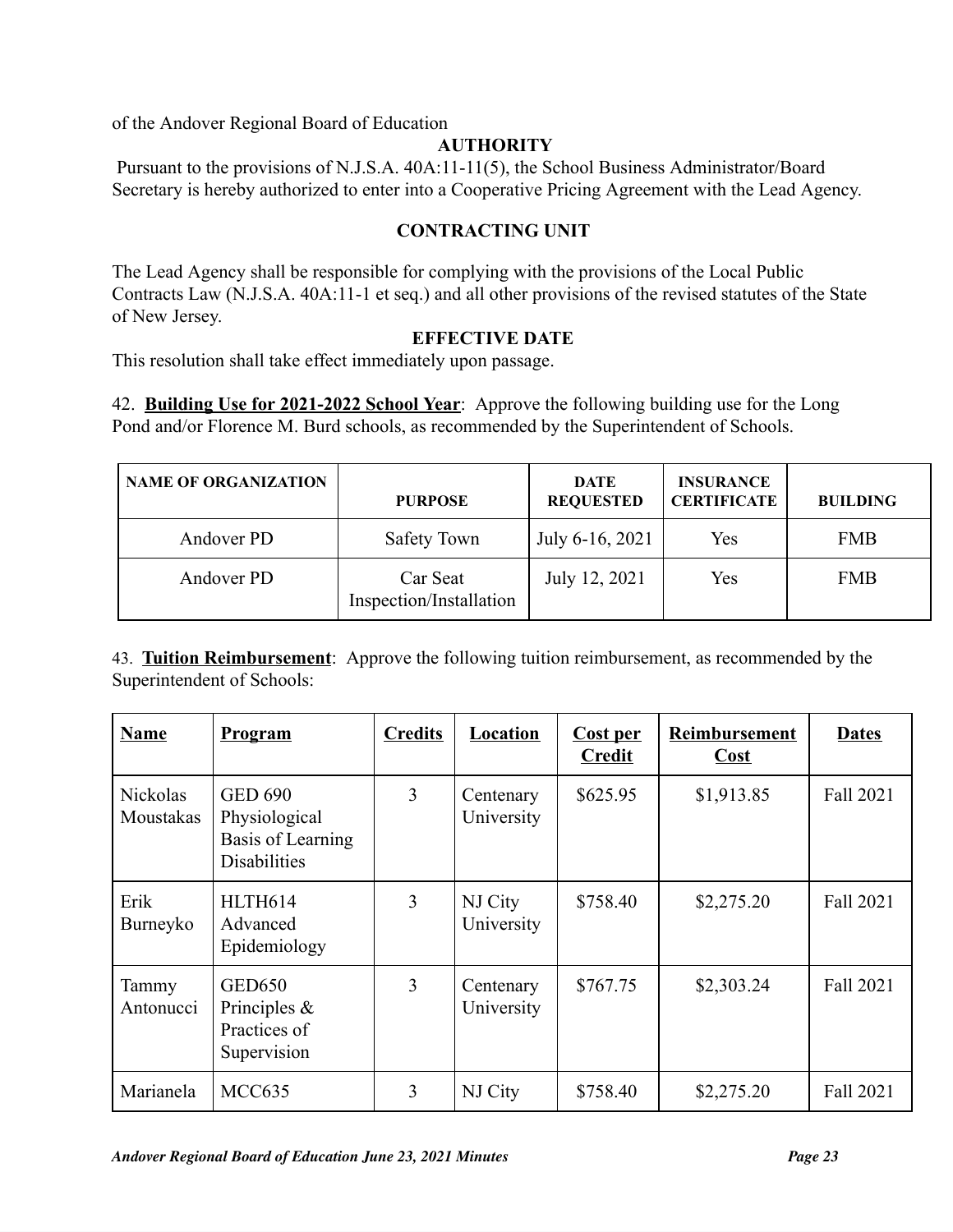of the Andover Regional Board of Education

**AUTHORITY**

Pursuant to the provisions of N.J.S.A. 40A:11-11(5), the School Business Administrator/Board Secretary is hereby authorized to enter into a Cooperative Pricing Agreement with the Lead Agency.

**CONTRACTING UNIT**

The Lead Agency shall be responsible for complying with the provisions of the Local Public Contracts Law (N.J.S.A. 40A:11-1 et seq.) and all other provisions of the revised statutes of the State of New Jersey.

**EFFECTIVE DATE**

This resolution shall take effect immediately upon passage.

42. **Building Use for 2021-2022 School Year**: Approve the following building use for the Long Pond and/or Florence M. Burd schools, as recommended by the Superintendent of Schools.

| NAME OF ORGANIZATION | PURPOSE | DATE REQUESTED | INSURANCE CERTIFICATE | BUILDING |
|---|---|---|---|---|
| Andover PD | Safety Town | July 6-16, 2021 | Yes | FMB |
| Andover PD | Car Seat Inspection/Installation | July 12, 2021 | Yes | FMB |

43. **Tuition Reimbursement**: Approve the following tuition reimbursement, as recommended by the Superintendent of Schools:

| Name | Program | Credits | Location | Cost per Credit | Reimbursement Cost | Dates |
|---|---|---|---|---|---|---|
| Nickolas Moustakas | GED 690 Physiological Basis of Learning Disabilities | 3 | Centenary University | $625.95 | $1,913.85 | Fall 2021 |
| Erik Burneyko | HLTH614 Advanced Epidemiology | 3 | NJ City University | $758.40 | $2,275.20 | Fall 2021 |
| Tammy Antonucci | GED650 Principles & Practices of Supervision | 3 | Centenary University | $767.75 | $2,303.24 | Fall 2021 |
| Marianela | MCC635 | 3 | NJ City | $758.40 | $2,275.20 | Fall 2021 |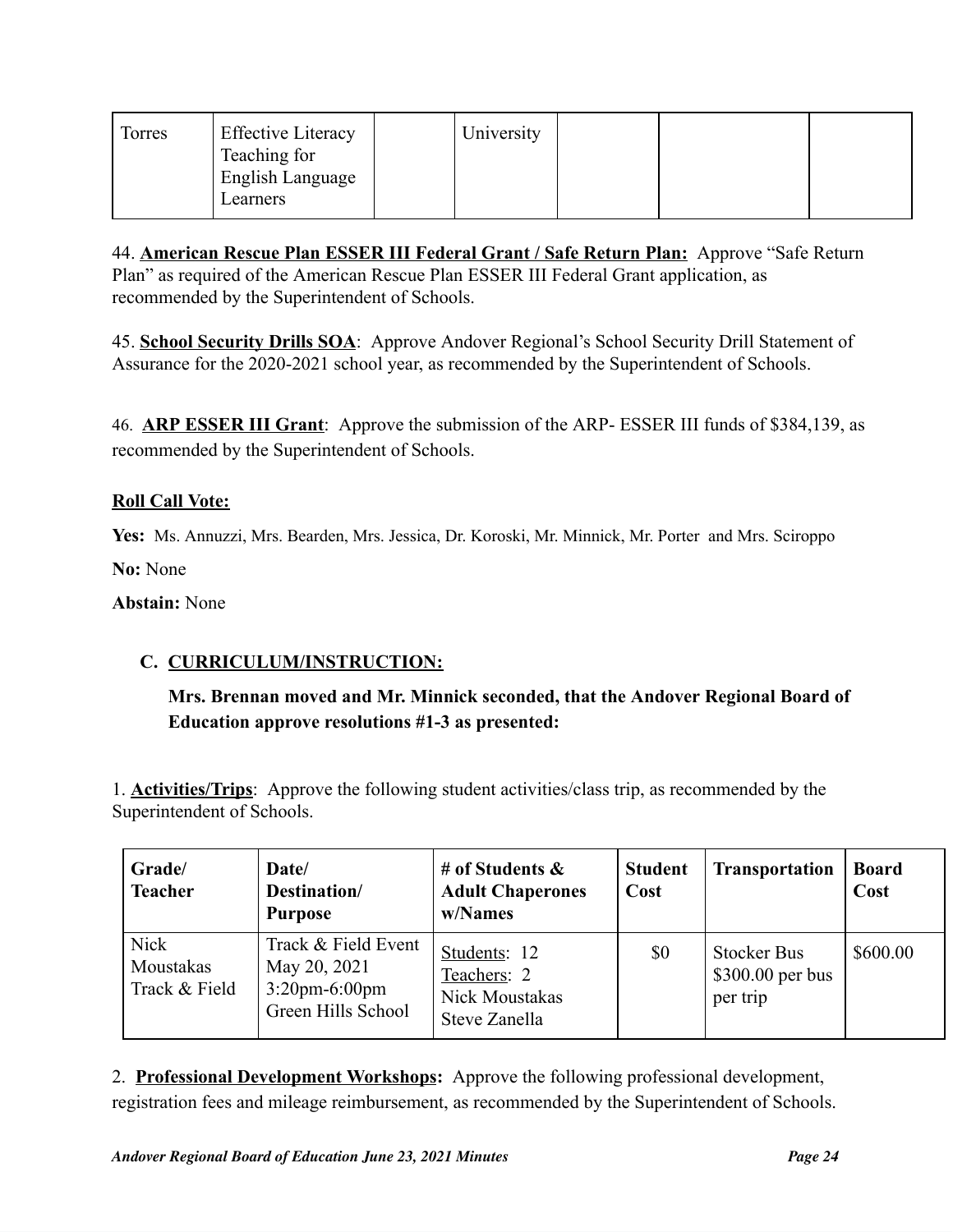| Torres | Effective Literacy Teaching for English Language Learners | | University | | | |
|---|---|---|---|---|---|---|

44. **American Rescue Plan ESSER III Federal Grant / Safe Return Plan:** Approve "Safe Return Plan" as required of the American Rescue Plan ESSER III Federal Grant application, as recommended by the Superintendent of Schools.

45. **School Security Drills SOA**: Approve Andover Regional's School Security Drill Statement of Assurance for the 2020-2021 school year, as recommended by the Superintendent of Schools.

46. **ARP ESSER III Grant**: Approve the submission of the ARP- ESSER III funds of $384,139, as recommended by the Superintendent of Schools.

**Roll Call Vote:**

**Yes:** Ms. Annuzzi, Mrs. Bearden, Mrs. Jessica, Dr. Koroski, Mr. Minnick, Mr. Porter and Mrs. Sciroppo

**No:** None

**Abstain:** None

### C. CURRICULUM/INSTRUCTION:

**Mrs. Brennan moved and Mr. Minnick seconded, that the Andover Regional Board of Education approve resolutions #1-3 as presented:**

1. **Activities/Trips**: Approve the following student activities/class trip, as recommended by the Superintendent of Schools.

| Grade/ Teacher | Date/ Destination/ Purpose | # of Students & Adult Chaperones w/Names | Student Cost | Transportation | Board Cost |
|---|---|---|---|---|---|
| Nick Moustakas Track & Field | Track & Field Event May 20, 2021 3:20pm-6:00pm Green Hills School | Students: 12 Teachers: 2 Nick Moustakas Steve Zanella | $0 | Stocker Bus $300.00 per bus per trip | $600.00 |

2. **Professional Development Workshops:** Approve the following professional development, registration fees and mileage reimbursement, as recommended by the Superintendent of Schools.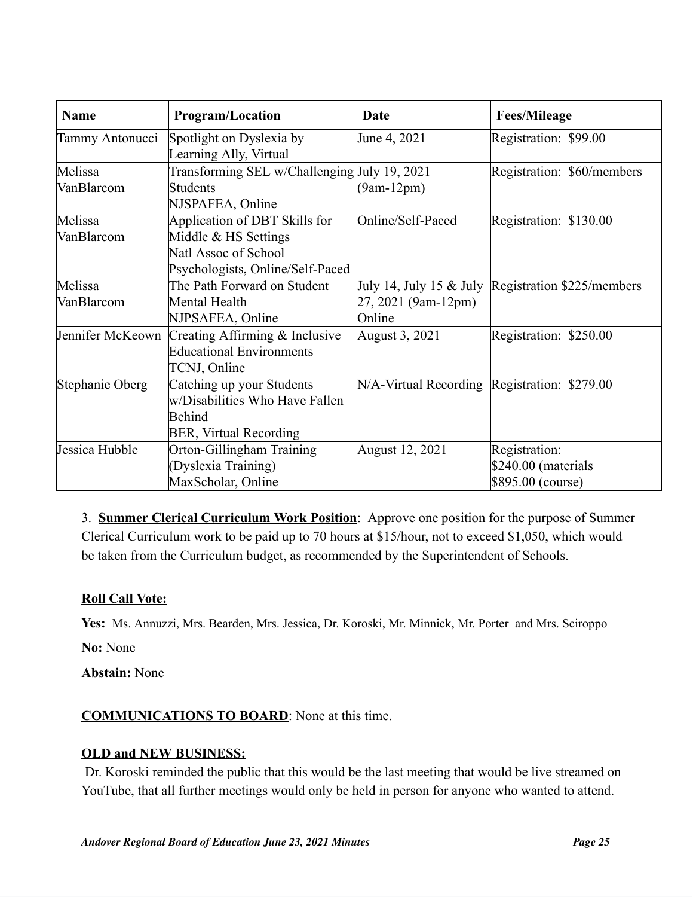| Name | Program/Location | Date | Fees/Mileage |
|---|---|---|---|
| Tammy Antonucci | Spotlight on Dyslexia by Learning Ally, Virtual | June 4, 2021 | Registration: $99.00 |
| Melissa VanBlarcom | Transforming SEL w/Challenging Students NJSPAFEA, Online | July 19, 2021 (9am-12pm) | Registration: $60/members |
| Melissa VanBlarcom | Application of DBT Skills for Middle & HS Settings Natl Assoc of School Psychologists, Online/Self-Paced | Online/Self-Paced | Registration: $130.00 |
| Melissa VanBlarcom | The Path Forward on Student Mental Health NJPSAFEA, Online | July 14, July 15 & July 27, 2021 (9am-12pm) Online | Registration $225/members |
| Jennifer McKeown | Creating Affirming & Inclusive Educational Environments TCNJ, Online | August 3, 2021 | Registration: $250.00 |
| Stephanie Oberg | Catching up your Students w/Disabilities Who Have Fallen Behind BER, Virtual Recording | N/A-Virtual Recording | Registration: $279.00 |
| Jessica Hubble | Orton-Gillingham Training (Dyslexia Training) MaxScholar, Online | August 12, 2021 | Registration: $240.00 (materials $895.00 (course) |

3. **Summer Clerical Curriculum Work Position**: Approve one position for the purpose of Summer Clerical Curriculum work to be paid up to 70 hours at $15/hour, not to exceed $1,050, which would be taken from the Curriculum budget, as recommended by the Superintendent of Schools.

**Roll Call Vote:**

**Yes:** Ms. Annuzzi, Mrs. Bearden, Mrs. Jessica, Dr. Koroski, Mr. Minnick, Mr. Porter and Mrs. Sciroppo

**No:** None

**Abstain:** None

**COMMUNICATIONS TO BOARD**: None at this time.

**OLD and NEW BUSINESS:**

Dr. Koroski reminded the public that this would be the last meeting that would be live streamed on YouTube, that all further meetings would only be held in person for anyone who wanted to attend.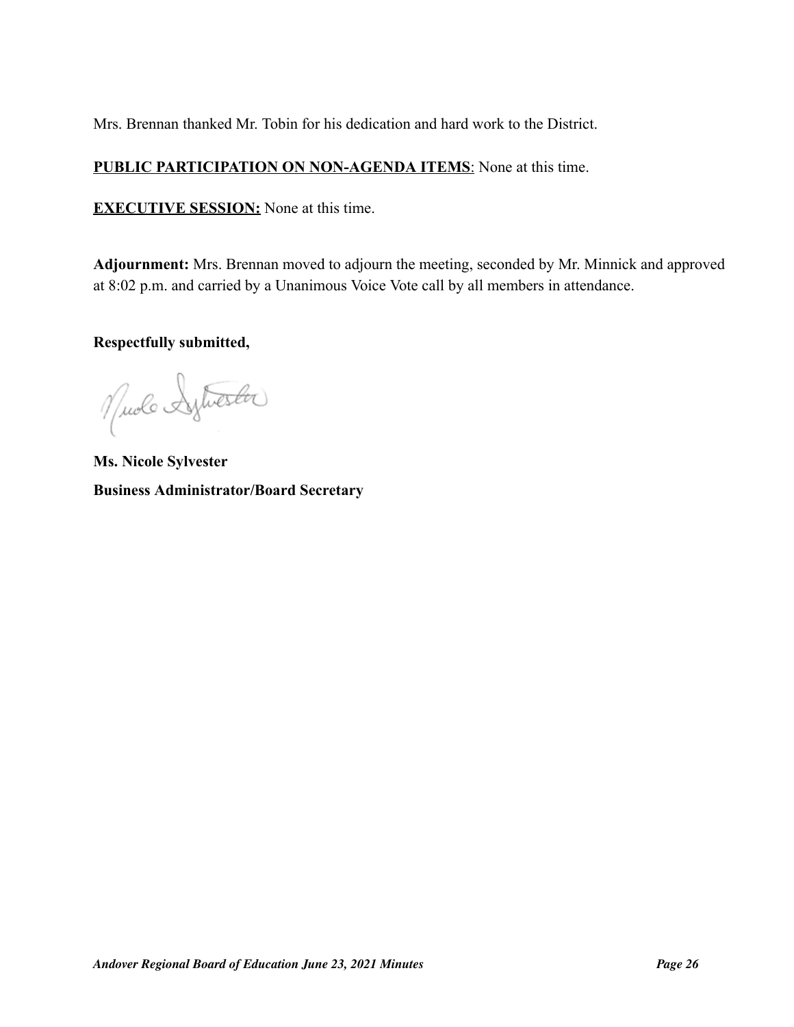Mrs. Brennan thanked Mr. Tobin for his dedication and hard work to the District.

**PUBLIC PARTICIPATION ON NON-AGENDA ITEMS**: None at this time.

**EXECUTIVE SESSION:** None at this time.

**Adjournment:** Mrs. Brennan moved to adjourn the meeting, seconded by Mr. Minnick and approved at 8:02 p.m. and carried by a Unanimous Voice Vote call by all members in attendance.

**Respectfully submitted,**

**Ms. Nicole Sylvester**
**Business Administrator/Board Secretary**